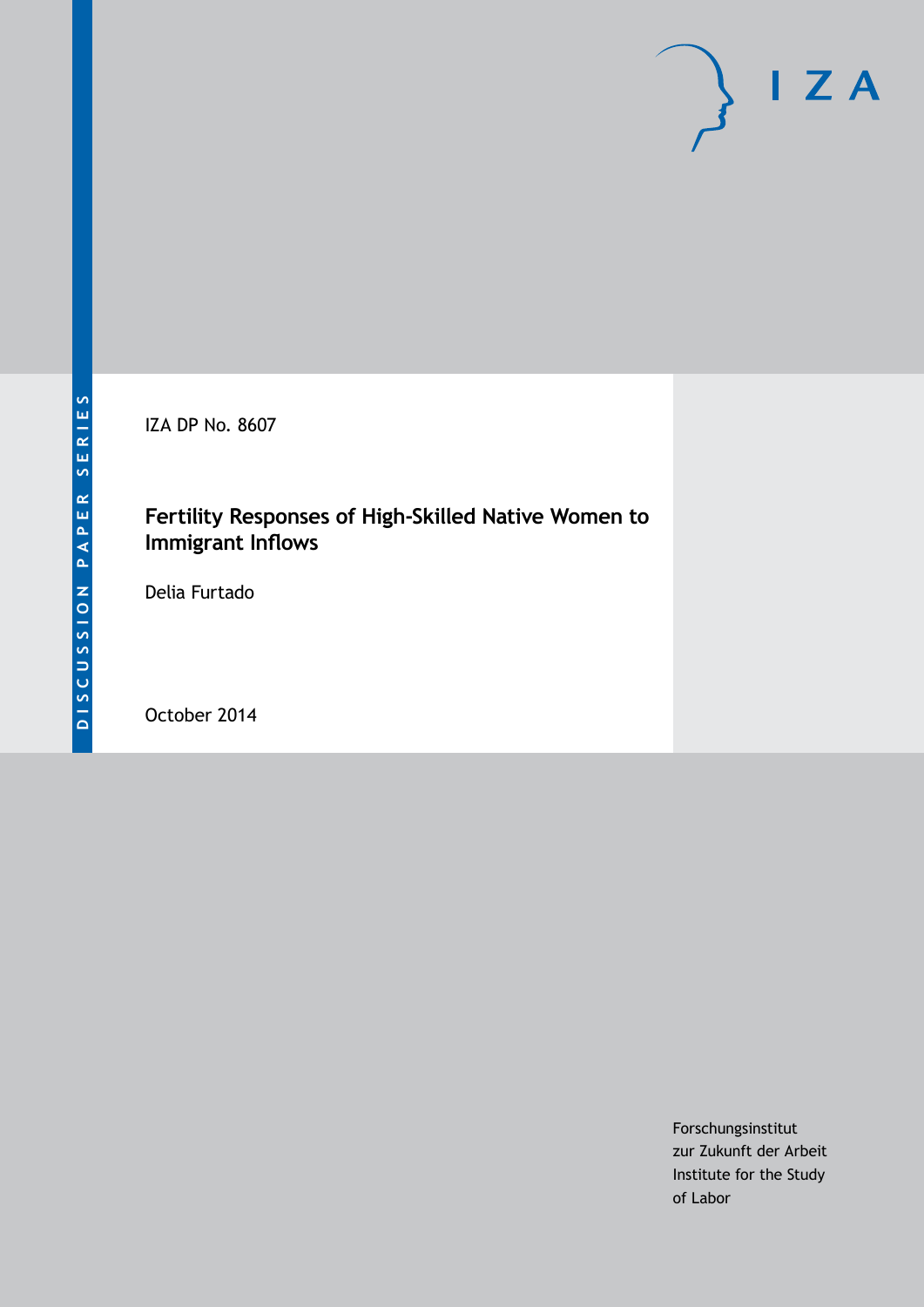IZA

DISCUSSION PAPER SERIES

IZA DP No. 8607

# Fertility Responses of High-Skilled Native Women to Immigrant Inflows

Delia Furtado

October 2014

Forschungsinstitut
zur Zukunft der Arbeit
Institute for the Study
of Labor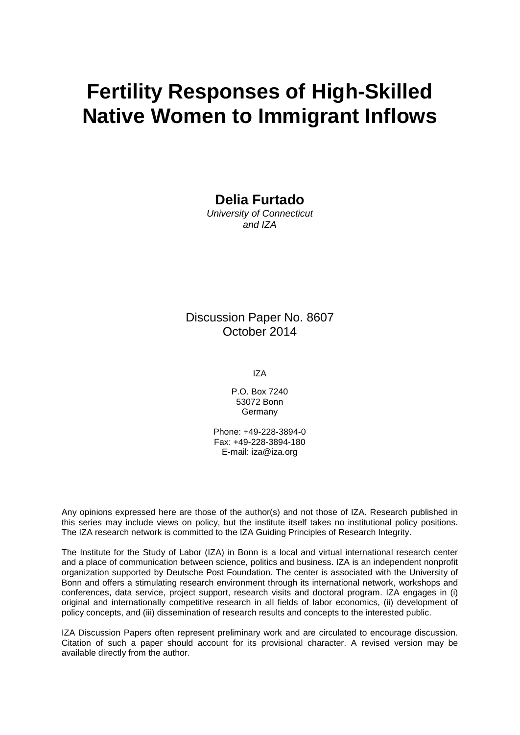# Fertility Responses of High-Skilled Native Women to Immigrant Inflows

**Delia Furtado**
*University of Connecticut and IZA*

Discussion Paper No. 8607
October 2014

IZA

P.O. Box 7240
53072 Bonn
Germany

Phone: +49-228-3894-0
Fax: +49-228-3894-180
E-mail: iza@iza.org

Any opinions expressed here are those of the author(s) and not those of IZA. Research published in this series may include views on policy, but the institute itself takes no institutional policy positions. The IZA research network is committed to the IZA Guiding Principles of Research Integrity.

The Institute for the Study of Labor (IZA) in Bonn is a local and virtual international research center and a place of communication between science, politics and business. IZA is an independent nonprofit organization supported by Deutsche Post Foundation. The center is associated with the University of Bonn and offers a stimulating research environment through its international network, workshops and conferences, data service, project support, research visits and doctoral program. IZA engages in (i) original and internationally competitive research in all fields of labor economics, (ii) development of policy concepts, and (iii) dissemination of research results and concepts to the interested public.

IZA Discussion Papers often represent preliminary work and are circulated to encourage discussion. Citation of such a paper should account for its provisional character. A revised version may be available directly from the author.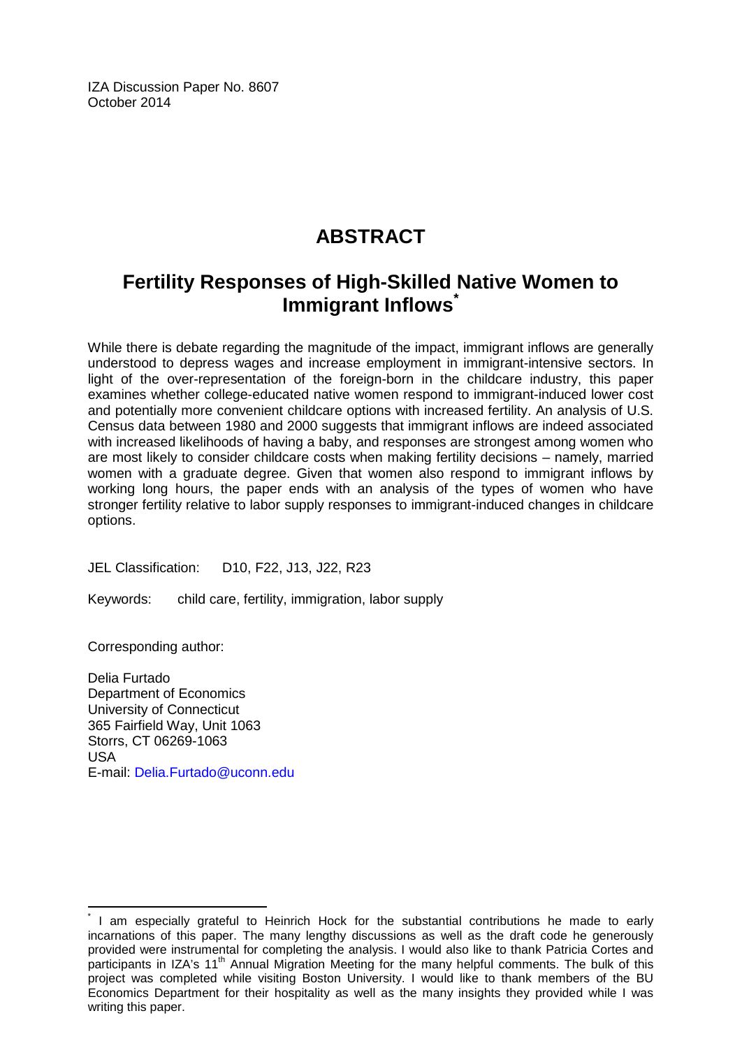IZA Discussion Paper No. 8607
October 2014

# ABSTRACT

## Fertility Responses of High-Skilled Native Women to Immigrant Inflows*

While there is debate regarding the magnitude of the impact, immigrant inflows are generally understood to depress wages and increase employment in immigrant-intensive sectors. In light of the over-representation of the foreign-born in the childcare industry, this paper examines whether college-educated native women respond to immigrant-induced lower cost and potentially more convenient childcare options with increased fertility. An analysis of U.S. Census data between 1980 and 2000 suggests that immigrant inflows are indeed associated with increased likelihoods of having a baby, and responses are strongest among women who are most likely to consider childcare costs when making fertility decisions – namely, married women with a graduate degree. Given that women also respond to immigrant inflows by working long hours, the paper ends with an analysis of the types of women who have stronger fertility relative to labor supply responses to immigrant-induced changes in childcare options.

JEL Classification: D10, F22, J13, J22, R23

Keywords: child care, fertility, immigration, labor supply

Corresponding author:

Delia Furtado
Department of Economics
University of Connecticut
365 Fairfield Way, Unit 1063
Storrs, CT 06269-1063
USA
E-mail: Delia.Furtado@uconn.edu

---

* I am especially grateful to Heinrich Hock for the substantial contributions he made to early incarnations of this paper. The many lengthy discussions as well as the draft code he generously provided were instrumental for completing the analysis. I would also like to thank Patricia Cortes and participants in IZA's 11th Annual Migration Meeting for the many helpful comments. The bulk of this project was completed while visiting Boston University. I would like to thank members of the BU Economics Department for their hospitality as well as the many insights they provided while I was writing this paper.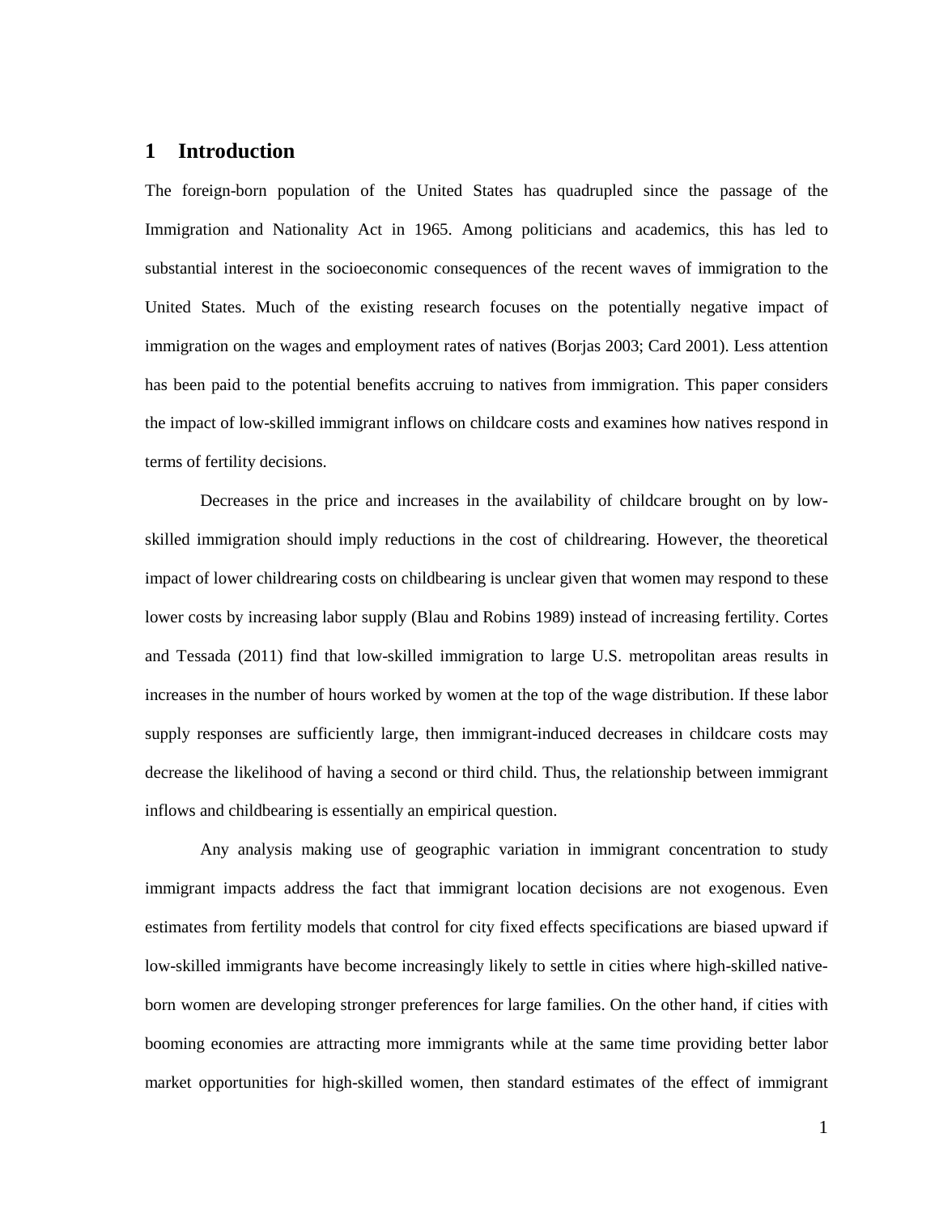# 1 Introduction

The foreign-born population of the United States has quadrupled since the passage of the Immigration and Nationality Act in 1965. Among politicians and academics, this has led to substantial interest in the socioeconomic consequences of the recent waves of immigration to the United States. Much of the existing research focuses on the potentially negative impact of immigration on the wages and employment rates of natives (Borjas 2003; Card 2001). Less attention has been paid to the potential benefits accruing to natives from immigration. This paper considers the impact of low-skilled immigrant inflows on childcare costs and examines how natives respond in terms of fertility decisions.

Decreases in the price and increases in the availability of childcare brought on by low-skilled immigration should imply reductions in the cost of childrearing. However, the theoretical impact of lower childrearing costs on childbearing is unclear given that women may respond to these lower costs by increasing labor supply (Blau and Robins 1989) instead of increasing fertility. Cortes and Tessada (2011) find that low-skilled immigration to large U.S. metropolitan areas results in increases in the number of hours worked by women at the top of the wage distribution. If these labor supply responses are sufficiently large, then immigrant-induced decreases in childcare costs may decrease the likelihood of having a second or third child. Thus, the relationship between immigrant inflows and childbearing is essentially an empirical question.

Any analysis making use of geographic variation in immigrant concentration to study immigrant impacts address the fact that immigrant location decisions are not exogenous. Even estimates from fertility models that control for city fixed effects specifications are biased upward if low-skilled immigrants have become increasingly likely to settle in cities where high-skilled native-born women are developing stronger preferences for large families. On the other hand, if cities with booming economies are attracting more immigrants while at the same time providing better labor market opportunities for high-skilled women, then standard estimates of the effect of immigrant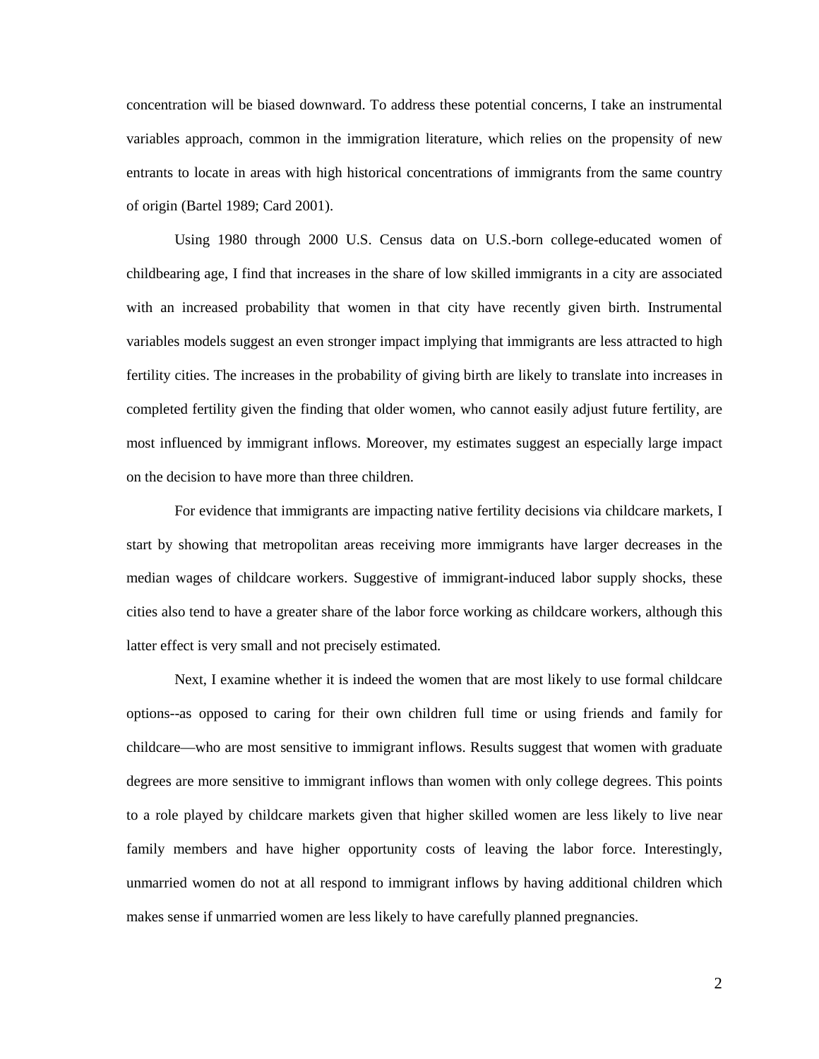concentration will be biased downward. To address these potential concerns, I take an instrumental variables approach, common in the immigration literature, which relies on the propensity of new entrants to locate in areas with high historical concentrations of immigrants from the same country of origin (Bartel 1989; Card 2001).

Using 1980 through 2000 U.S. Census data on U.S.-born college-educated women of childbearing age, I find that increases in the share of low skilled immigrants in a city are associated with an increased probability that women in that city have recently given birth. Instrumental variables models suggest an even stronger impact implying that immigrants are less attracted to high fertility cities. The increases in the probability of giving birth are likely to translate into increases in completed fertility given the finding that older women, who cannot easily adjust future fertility, are most influenced by immigrant inflows. Moreover, my estimates suggest an especially large impact on the decision to have more than three children.

For evidence that immigrants are impacting native fertility decisions via childcare markets, I start by showing that metropolitan areas receiving more immigrants have larger decreases in the median wages of childcare workers. Suggestive of immigrant-induced labor supply shocks, these cities also tend to have a greater share of the labor force working as childcare workers, although this latter effect is very small and not precisely estimated.

Next, I examine whether it is indeed the women that are most likely to use formal childcare options--as opposed to caring for their own children full time or using friends and family for childcare—who are most sensitive to immigrant inflows. Results suggest that women with graduate degrees are more sensitive to immigrant inflows than women with only college degrees. This points to a role played by childcare markets given that higher skilled women are less likely to live near family members and have higher opportunity costs of leaving the labor force. Interestingly, unmarried women do not at all respond to immigrant inflows by having additional children which makes sense if unmarried women are less likely to have carefully planned pregnancies.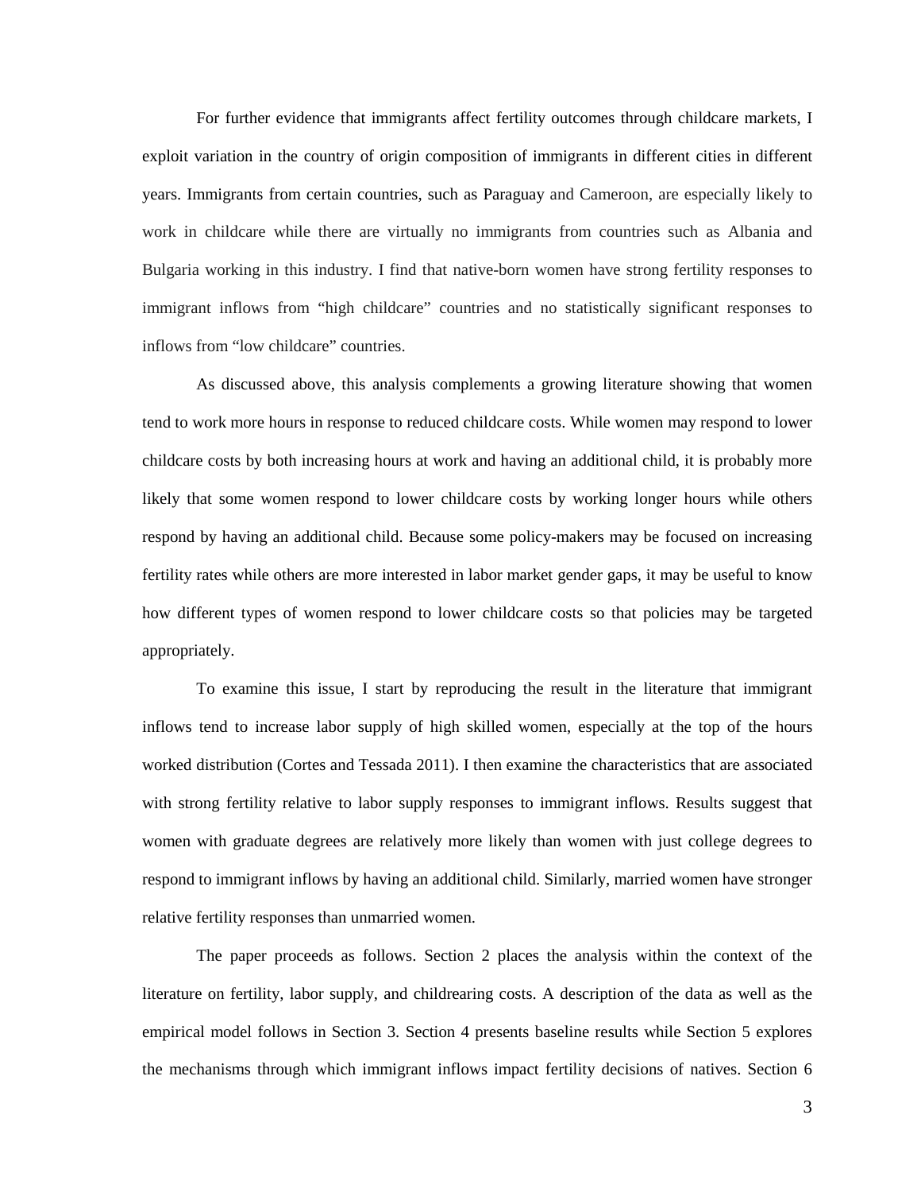For further evidence that immigrants affect fertility outcomes through childcare markets, I exploit variation in the country of origin composition of immigrants in different cities in different years. Immigrants from certain countries, such as Paraguay and Cameroon, are especially likely to work in childcare while there are virtually no immigrants from countries such as Albania and Bulgaria working in this industry. I find that native-born women have strong fertility responses to immigrant inflows from "high childcare" countries and no statistically significant responses to inflows from "low childcare" countries.

As discussed above, this analysis complements a growing literature showing that women tend to work more hours in response to reduced childcare costs. While women may respond to lower childcare costs by both increasing hours at work and having an additional child, it is probably more likely that some women respond to lower childcare costs by working longer hours while others respond by having an additional child. Because some policy-makers may be focused on increasing fertility rates while others are more interested in labor market gender gaps, it may be useful to know how different types of women respond to lower childcare costs so that policies may be targeted appropriately.

To examine this issue, I start by reproducing the result in the literature that immigrant inflows tend to increase labor supply of high skilled women, especially at the top of the hours worked distribution (Cortes and Tessada 2011). I then examine the characteristics that are associated with strong fertility relative to labor supply responses to immigrant inflows. Results suggest that women with graduate degrees are relatively more likely than women with just college degrees to respond to immigrant inflows by having an additional child. Similarly, married women have stronger relative fertility responses than unmarried women.

The paper proceeds as follows. Section 2 places the analysis within the context of the literature on fertility, labor supply, and childrearing costs. A description of the data as well as the empirical model follows in Section 3. Section 4 presents baseline results while Section 5 explores the mechanisms through which immigrant inflows impact fertility decisions of natives. Section 6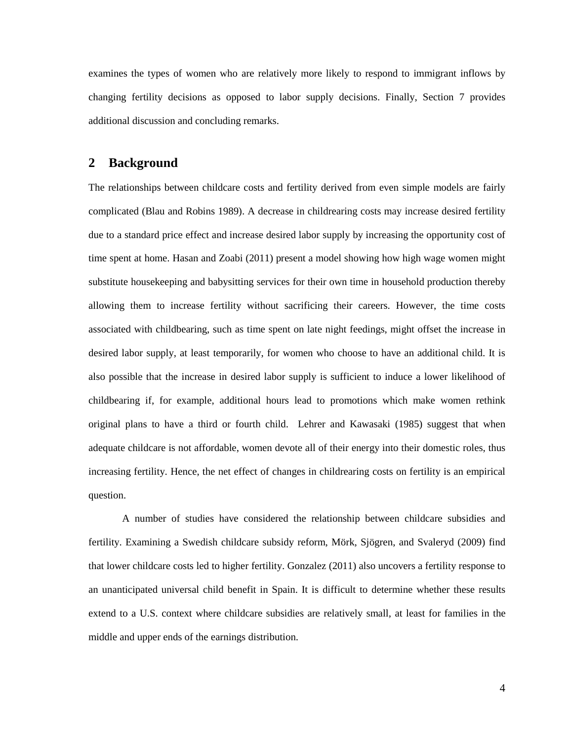examines the types of women who are relatively more likely to respond to immigrant inflows by changing fertility decisions as opposed to labor supply decisions. Finally, Section 7 provides additional discussion and concluding remarks.

## 2 Background

The relationships between childcare costs and fertility derived from even simple models are fairly complicated (Blau and Robins 1989). A decrease in childrearing costs may increase desired fertility due to a standard price effect and increase desired labor supply by increasing the opportunity cost of time spent at home. Hasan and Zoabi (2011) present a model showing how high wage women might substitute housekeeping and babysitting services for their own time in household production thereby allowing them to increase fertility without sacrificing their careers. However, the time costs associated with childbearing, such as time spent on late night feedings, might offset the increase in desired labor supply, at least temporarily, for women who choose to have an additional child. It is also possible that the increase in desired labor supply is sufficient to induce a lower likelihood of childbearing if, for example, additional hours lead to promotions which make women rethink original plans to have a third or fourth child. Lehrer and Kawasaki (1985) suggest that when adequate childcare is not affordable, women devote all of their energy into their domestic roles, thus increasing fertility. Hence, the net effect of changes in childrearing costs on fertility is an empirical question.

A number of studies have considered the relationship between childcare subsidies and fertility. Examining a Swedish childcare subsidy reform, Mörk, Sjögren, and Svaleryd (2009) find that lower childcare costs led to higher fertility. Gonzalez (2011) also uncovers a fertility response to an unanticipated universal child benefit in Spain. It is difficult to determine whether these results extend to a U.S. context where childcare subsidies are relatively small, at least for families in the middle and upper ends of the earnings distribution.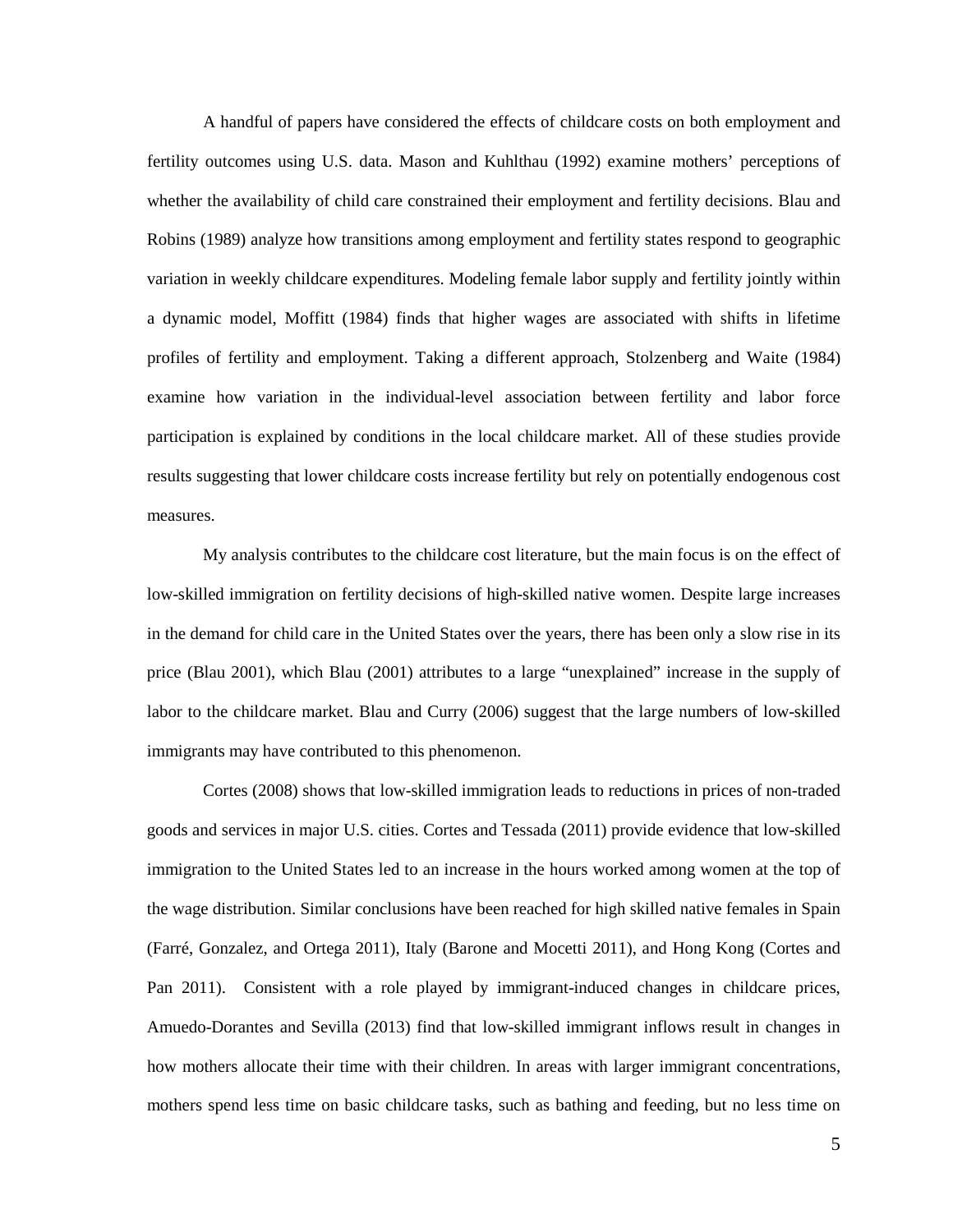A handful of papers have considered the effects of childcare costs on both employment and fertility outcomes using U.S. data. Mason and Kuhlthau (1992) examine mothers' perceptions of whether the availability of child care constrained their employment and fertility decisions. Blau and Robins (1989) analyze how transitions among employment and fertility states respond to geographic variation in weekly childcare expenditures. Modeling female labor supply and fertility jointly within a dynamic model, Moffitt (1984) finds that higher wages are associated with shifts in lifetime profiles of fertility and employment. Taking a different approach, Stolzenberg and Waite (1984) examine how variation in the individual-level association between fertility and labor force participation is explained by conditions in the local childcare market. All of these studies provide results suggesting that lower childcare costs increase fertility but rely on potentially endogenous cost measures.

My analysis contributes to the childcare cost literature, but the main focus is on the effect of low-skilled immigration on fertility decisions of high-skilled native women. Despite large increases in the demand for child care in the United States over the years, there has been only a slow rise in its price (Blau 2001), which Blau (2001) attributes to a large "unexplained" increase in the supply of labor to the childcare market. Blau and Curry (2006) suggest that the large numbers of low-skilled immigrants may have contributed to this phenomenon.

Cortes (2008) shows that low-skilled immigration leads to reductions in prices of non-traded goods and services in major U.S. cities. Cortes and Tessada (2011) provide evidence that low-skilled immigration to the United States led to an increase in the hours worked among women at the top of the wage distribution. Similar conclusions have been reached for high skilled native females in Spain (Farré, Gonzalez, and Ortega 2011), Italy (Barone and Mocetti 2011), and Hong Kong (Cortes and Pan 2011). Consistent with a role played by immigrant-induced changes in childcare prices, Amuedo-Dorantes and Sevilla (2013) find that low-skilled immigrant inflows result in changes in how mothers allocate their time with their children. In areas with larger immigrant concentrations, mothers spend less time on basic childcare tasks, such as bathing and feeding, but no less time on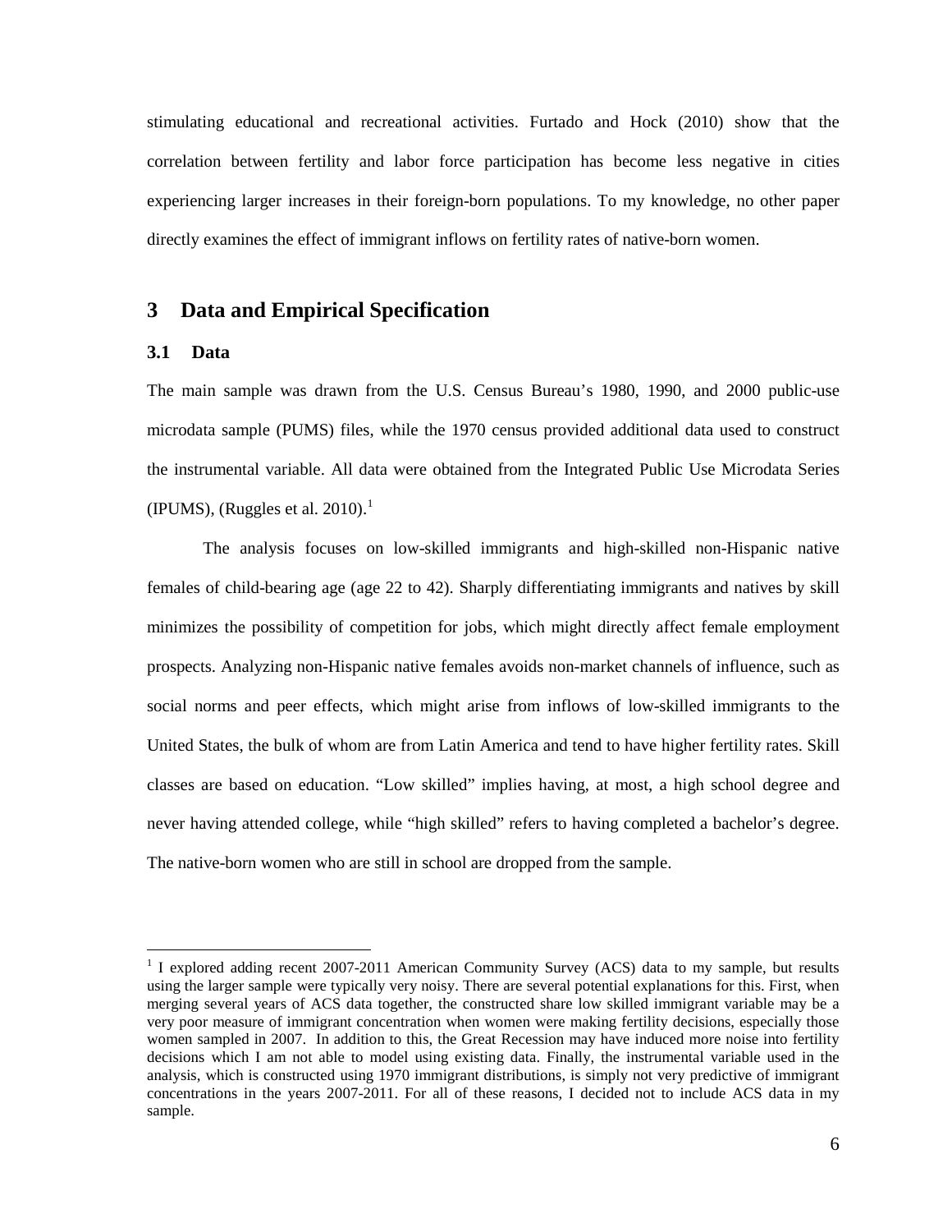stimulating educational and recreational activities. Furtado and Hock (2010) show that the correlation between fertility and labor force participation has become less negative in cities experiencing larger increases in their foreign-born populations. To my knowledge, no other paper directly examines the effect of immigrant inflows on fertility rates of native-born women.

## 3 Data and Empirical Specification

### 3.1 Data

The main sample was drawn from the U.S. Census Bureau's 1980, 1990, and 2000 public-use microdata sample (PUMS) files, while the 1970 census provided additional data used to construct the instrumental variable. All data were obtained from the Integrated Public Use Microdata Series (IPUMS), (Ruggles et al. 2010).[1]

The analysis focuses on low-skilled immigrants and high-skilled non-Hispanic native females of child-bearing age (age 22 to 42). Sharply differentiating immigrants and natives by skill minimizes the possibility of competition for jobs, which might directly affect female employment prospects. Analyzing non-Hispanic native females avoids non-market channels of influence, such as social norms and peer effects, which might arise from inflows of low-skilled immigrants to the United States, the bulk of whom are from Latin America and tend to have higher fertility rates. Skill classes are based on education. "Low skilled" implies having, at most, a high school degree and never having attended college, while "high skilled" refers to having completed a bachelor's degree. The native-born women who are still in school are dropped from the sample.

---

[1] I explored adding recent 2007-2011 American Community Survey (ACS) data to my sample, but results using the larger sample were typically very noisy. There are several potential explanations for this. First, when merging several years of ACS data together, the constructed share low skilled immigrant variable may be a very poor measure of immigrant concentration when women were making fertility decisions, especially those women sampled in 2007. In addition to this, the Great Recession may have induced more noise into fertility decisions which I am not able to model using existing data. Finally, the instrumental variable used in the analysis, which is constructed using 1970 immigrant distributions, is simply not very predictive of immigrant concentrations in the years 2007-2011. For all of these reasons, I decided not to include ACS data in my sample.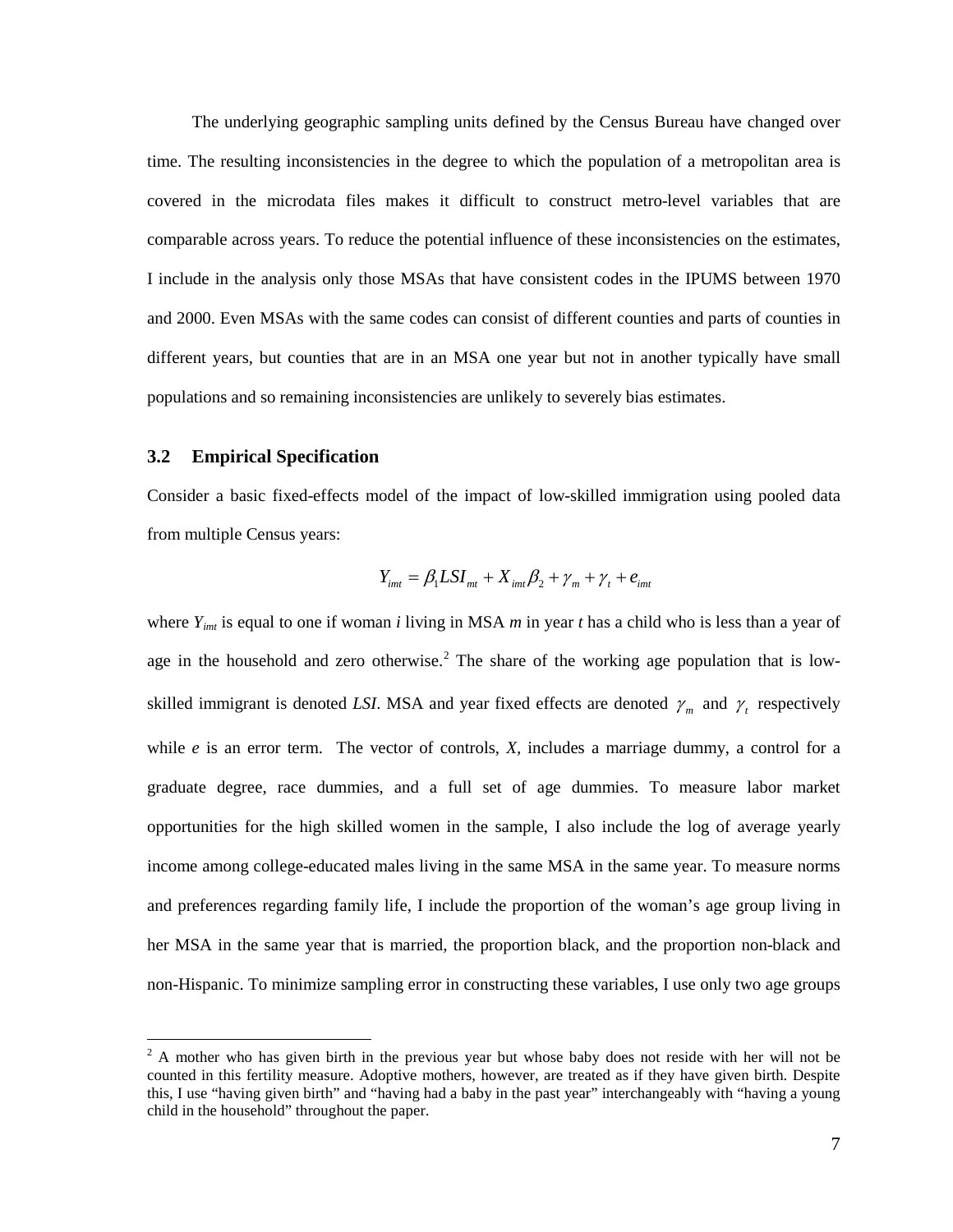The underlying geographic sampling units defined by the Census Bureau have changed over time. The resulting inconsistencies in the degree to which the population of a metropolitan area is covered in the microdata files makes it difficult to construct metro-level variables that are comparable across years. To reduce the potential influence of these inconsistencies on the estimates, I include in the analysis only those MSAs that have consistent codes in the IPUMS between 1970 and 2000. Even MSAs with the same codes can consist of different counties and parts of counties in different years, but counties that are in an MSA one year but not in another typically have small populations and so remaining inconsistencies are unlikely to severely bias estimates.

### 3.2 Empirical Specification

Consider a basic fixed-effects model of the impact of low-skilled immigration using pooled data from multiple Census years:

$$Y_{imt} = \beta_1 LSI_{mt} + X_{imt}\beta_2 + \gamma_m + \gamma_t + e_{imt}$$

where $Y_{imt}$ is equal to one if woman *i* living in MSA *m* in year *t* has a child who is less than a year of age in the household and zero otherwise.[2] The share of the working age population that is low-skilled immigrant is denoted *LSI*. MSA and year fixed effects are denoted $\gamma_m$ and $\gamma_t$ respectively while *e* is an error term. The vector of controls, *X*, includes a marriage dummy, a control for a graduate degree, race dummies, and a full set of age dummies. To measure labor market opportunities for the high skilled women in the sample, I also include the log of average yearly income among college-educated males living in the same MSA in the same year. To measure norms and preferences regarding family life, I include the proportion of the woman's age group living in her MSA in the same year that is married, the proportion black, and the proportion non-black and non-Hispanic. To minimize sampling error in constructing these variables, I use only two age groups

[2] A mother who has given birth in the previous year but whose baby does not reside with her will not be counted in this fertility measure. Adoptive mothers, however, are treated as if they have given birth. Despite this, I use "having given birth" and "having had a baby in the past year" interchangeably with "having a young child in the household" throughout the paper.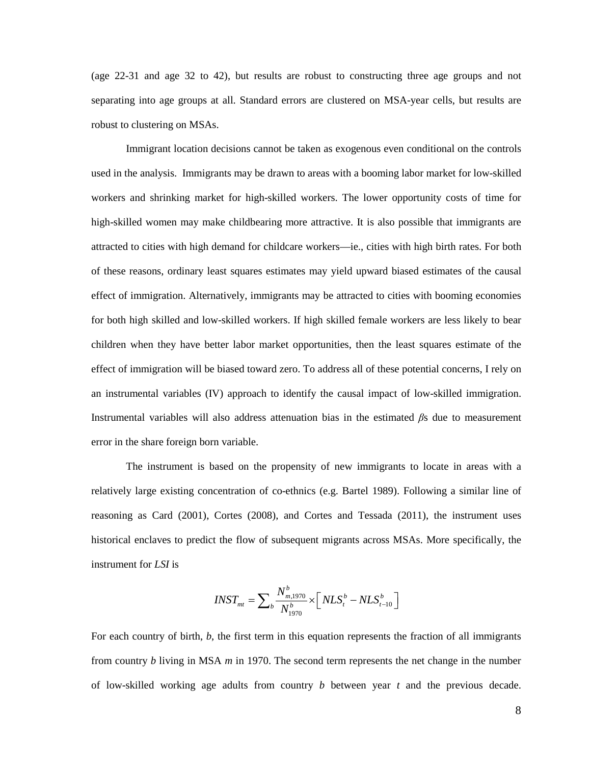(age 22-31 and age 32 to 42), but results are robust to constructing three age groups and not separating into age groups at all. Standard errors are clustered on MSA-year cells, but results are robust to clustering on MSAs.

Immigrant location decisions cannot be taken as exogenous even conditional on the controls used in the analysis. Immigrants may be drawn to areas with a booming labor market for low-skilled workers and shrinking market for high-skilled workers. The lower opportunity costs of time for high-skilled women may make childbearing more attractive. It is also possible that immigrants are attracted to cities with high demand for childcare workers—ie., cities with high birth rates. For both of these reasons, ordinary least squares estimates may yield upward biased estimates of the causal effect of immigration. Alternatively, immigrants may be attracted to cities with booming economies for both high skilled and low-skilled workers. If high skilled female workers are less likely to bear children when they have better labor market opportunities, then the least squares estimate of the effect of immigration will be biased toward zero. To address all of these potential concerns, I rely on an instrumental variables (IV) approach to identify the causal impact of low-skilled immigration. Instrumental variables will also address attenuation bias in the estimated $\beta$s due to measurement error in the share foreign born variable.

The instrument is based on the propensity of new immigrants to locate in areas with a relatively large existing concentration of co-ethnics (e.g. Bartel 1989). Following a similar line of reasoning as Card (2001), Cortes (2008), and Cortes and Tessada (2011), the instrument uses historical enclaves to predict the flow of subsequent migrants across MSAs. More specifically, the instrument for *LSI* is

$$INST_{mt} = \sum_{b} \frac{N^{b}_{m,1970}}{N^{b}_{1970}} \times \left[ NLS^{b}_{t} - NLS^{b}_{t-10} \right]$$

For each country of birth, $b$, the first term in this equation represents the fraction of all immigrants from country $b$ living in MSA $m$ in 1970. The second term represents the net change in the number of low-skilled working age adults from country $b$ between year $t$ and the previous decade.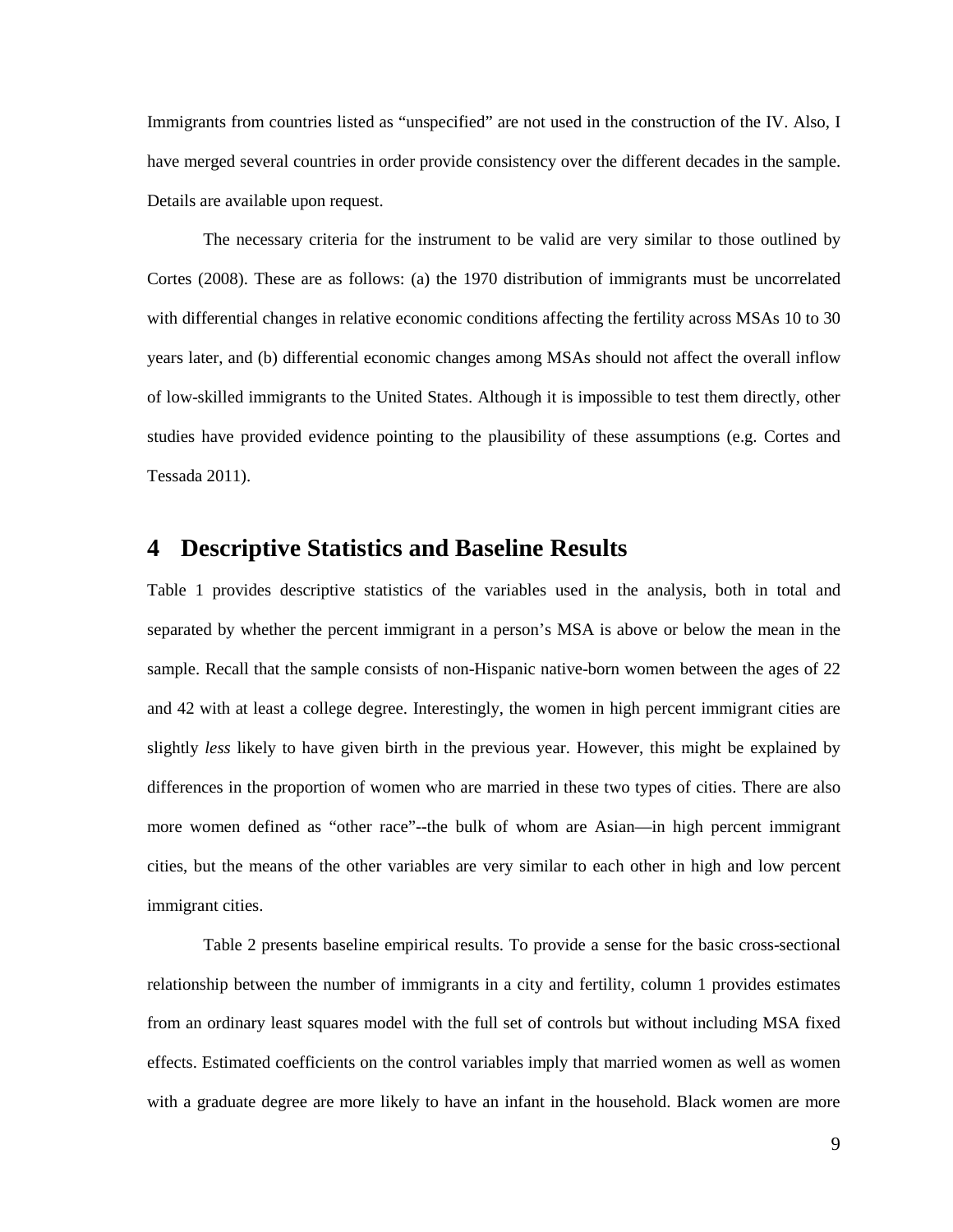Immigrants from countries listed as "unspecified" are not used in the construction of the IV. Also, I have merged several countries in order provide consistency over the different decades in the sample. Details are available upon request.

The necessary criteria for the instrument to be valid are very similar to those outlined by Cortes (2008). These are as follows: (a) the 1970 distribution of immigrants must be uncorrelated with differential changes in relative economic conditions affecting the fertility across MSAs 10 to 30 years later, and (b) differential economic changes among MSAs should not affect the overall inflow of low-skilled immigrants to the United States. Although it is impossible to test them directly, other studies have provided evidence pointing to the plausibility of these assumptions (e.g. Cortes and Tessada 2011).

# 4 Descriptive Statistics and Baseline Results

Table 1 provides descriptive statistics of the variables used in the analysis, both in total and separated by whether the percent immigrant in a person's MSA is above or below the mean in the sample. Recall that the sample consists of non-Hispanic native-born women between the ages of 22 and 42 with at least a college degree. Interestingly, the women in high percent immigrant cities are slightly *less* likely to have given birth in the previous year. However, this might be explained by differences in the proportion of women who are married in these two types of cities. There are also more women defined as "other race"--the bulk of whom are Asian—in high percent immigrant cities, but the means of the other variables are very similar to each other in high and low percent immigrant cities.

Table 2 presents baseline empirical results. To provide a sense for the basic cross-sectional relationship between the number of immigrants in a city and fertility, column 1 provides estimates from an ordinary least squares model with the full set of controls but without including MSA fixed effects. Estimated coefficients on the control variables imply that married women as well as women with a graduate degree are more likely to have an infant in the household. Black women are more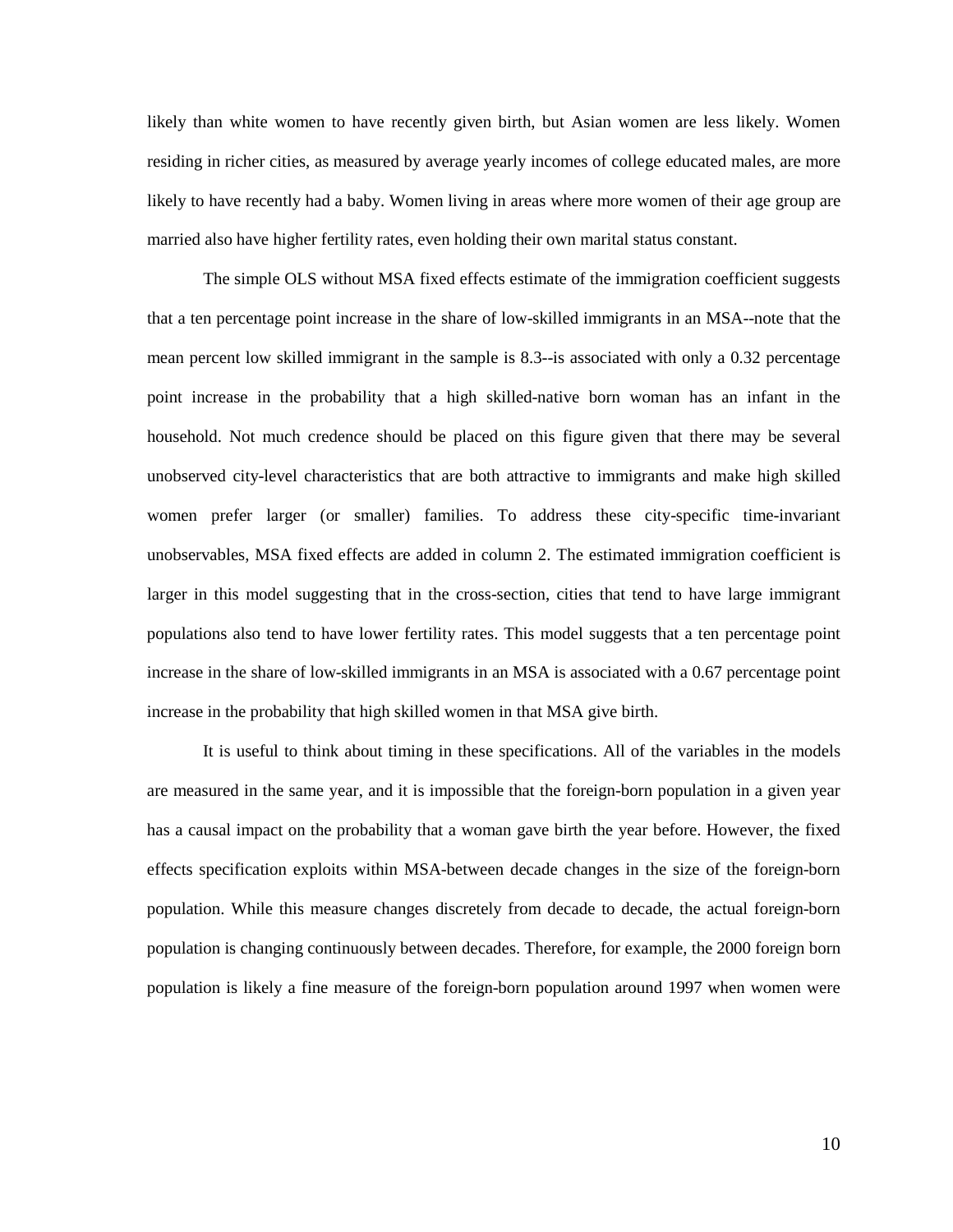likely than white women to have recently given birth, but Asian women are less likely. Women residing in richer cities, as measured by average yearly incomes of college educated males, are more likely to have recently had a baby. Women living in areas where more women of their age group are married also have higher fertility rates, even holding their own marital status constant.

The simple OLS without MSA fixed effects estimate of the immigration coefficient suggests that a ten percentage point increase in the share of low-skilled immigrants in an MSA--note that the mean percent low skilled immigrant in the sample is 8.3--is associated with only a 0.32 percentage point increase in the probability that a high skilled-native born woman has an infant in the household. Not much credence should be placed on this figure given that there may be several unobserved city-level characteristics that are both attractive to immigrants and make high skilled women prefer larger (or smaller) families. To address these city-specific time-invariant unobservables, MSA fixed effects are added in column 2. The estimated immigration coefficient is larger in this model suggesting that in the cross-section, cities that tend to have large immigrant populations also tend to have lower fertility rates. This model suggests that a ten percentage point increase in the share of low-skilled immigrants in an MSA is associated with a 0.67 percentage point increase in the probability that high skilled women in that MSA give birth.

It is useful to think about timing in these specifications. All of the variables in the models are measured in the same year, and it is impossible that the foreign-born population in a given year has a causal impact on the probability that a woman gave birth the year before. However, the fixed effects specification exploits within MSA-between decade changes in the size of the foreign-born population. While this measure changes discretely from decade to decade, the actual foreign-born population is changing continuously between decades. Therefore, for example, the 2000 foreign born population is likely a fine measure of the foreign-born population around 1997 when women were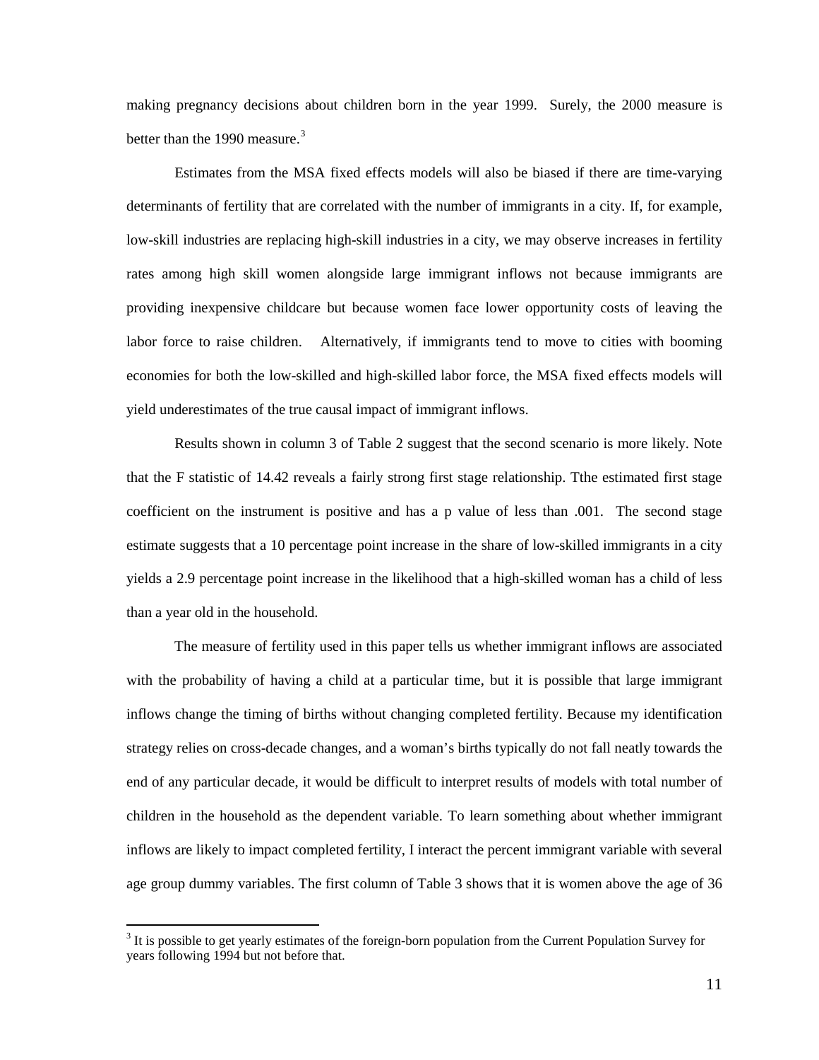making pregnancy decisions about children born in the year 1999. Surely, the 2000 measure is better than the 1990 measure.[3]

Estimates from the MSA fixed effects models will also be biased if there are time-varying determinants of fertility that are correlated with the number of immigrants in a city. If, for example, low-skill industries are replacing high-skill industries in a city, we may observe increases in fertility rates among high skill women alongside large immigrant inflows not because immigrants are providing inexpensive childcare but because women face lower opportunity costs of leaving the labor force to raise children. Alternatively, if immigrants tend to move to cities with booming economies for both the low-skilled and high-skilled labor force, the MSA fixed effects models will yield underestimates of the true causal impact of immigrant inflows.

Results shown in column 3 of Table 2 suggest that the second scenario is more likely. Note that the F statistic of 14.42 reveals a fairly strong first stage relationship. Tthe estimated first stage coefficient on the instrument is positive and has a p value of less than .001. The second stage estimate suggests that a 10 percentage point increase in the share of low-skilled immigrants in a city yields a 2.9 percentage point increase in the likelihood that a high-skilled woman has a child of less than a year old in the household.

The measure of fertility used in this paper tells us whether immigrant inflows are associated with the probability of having a child at a particular time, but it is possible that large immigrant inflows change the timing of births without changing completed fertility. Because my identification strategy relies on cross-decade changes, and a woman's births typically do not fall neatly towards the end of any particular decade, it would be difficult to interpret results of models with total number of children in the household as the dependent variable. To learn something about whether immigrant inflows are likely to impact completed fertility, I interact the percent immigrant variable with several age group dummy variables. The first column of Table 3 shows that it is women above the age of 36

[3] It is possible to get yearly estimates of the foreign-born population from the Current Population Survey for years following 1994 but not before that.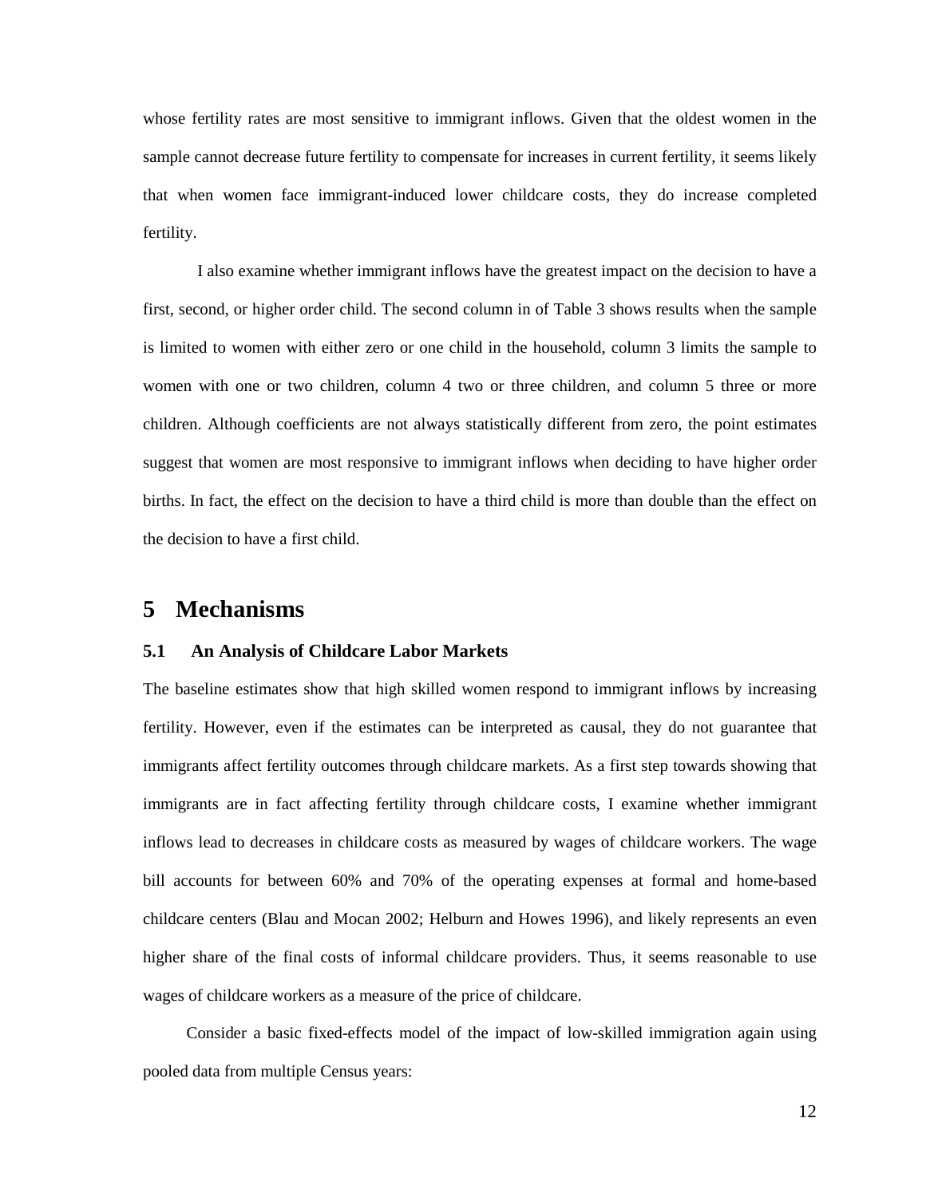whose fertility rates are most sensitive to immigrant inflows. Given that the oldest women in the sample cannot decrease future fertility to compensate for increases in current fertility, it seems likely that when women face immigrant-induced lower childcare costs, they do increase completed fertility.

I also examine whether immigrant inflows have the greatest impact on the decision to have a first, second, or higher order child. The second column in of Table 3 shows results when the sample is limited to women with either zero or one child in the household, column 3 limits the sample to women with one or two children, column 4 two or three children, and column 5 three or more children. Although coefficients are not always statistically different from zero, the point estimates suggest that women are most responsive to immigrant inflows when deciding to have higher order births. In fact, the effect on the decision to have a third child is more than double than the effect on the decision to have a first child.

# 5 Mechanisms

## 5.1 An Analysis of Childcare Labor Markets

The baseline estimates show that high skilled women respond to immigrant inflows by increasing fertility. However, even if the estimates can be interpreted as causal, they do not guarantee that immigrants affect fertility outcomes through childcare markets. As a first step towards showing that immigrants are in fact affecting fertility through childcare costs, I examine whether immigrant inflows lead to decreases in childcare costs as measured by wages of childcare workers. The wage bill accounts for between 60% and 70% of the operating expenses at formal and home-based childcare centers (Blau and Mocan 2002; Helburn and Howes 1996), and likely represents an even higher share of the final costs of informal childcare providers. Thus, it seems reasonable to use wages of childcare workers as a measure of the price of childcare.

Consider a basic fixed-effects model of the impact of low-skilled immigration again using pooled data from multiple Census years: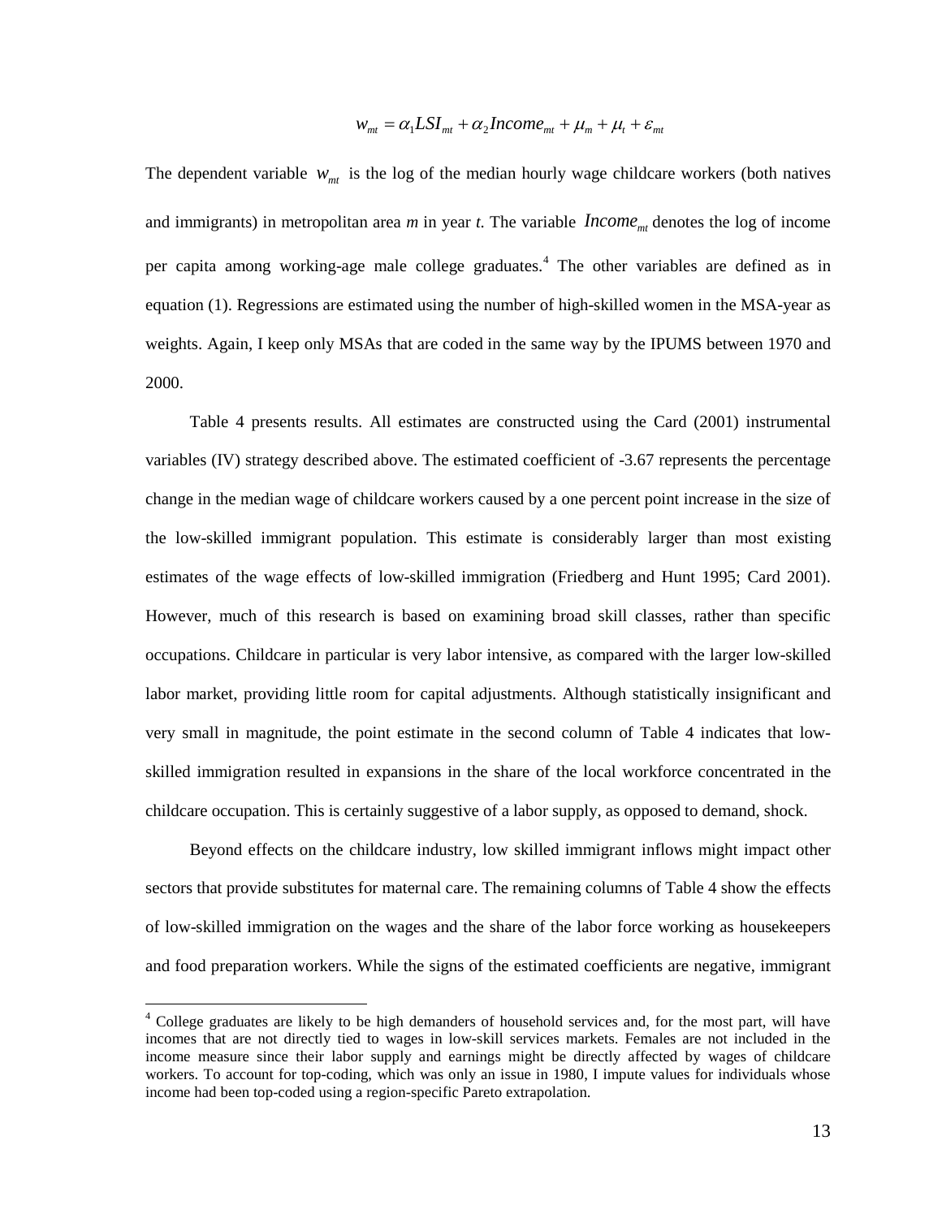$$w_{mt} = \alpha_1 LSI_{mt} + \alpha_2 Income_{mt} + \mu_m + \mu_t + \varepsilon_{mt}$$

The dependent variable $w_{mt}$ is the log of the median hourly wage childcare workers (both natives and immigrants) in metropolitan area *m* in year *t*. The variable $Income_{mt}$ denotes the log of income per capita among working-age male college graduates.[4] The other variables are defined as in equation (1). Regressions are estimated using the number of high-skilled women in the MSA-year as weights. Again, I keep only MSAs that are coded in the same way by the IPUMS between 1970 and 2000.

Table 4 presents results. All estimates are constructed using the Card (2001) instrumental variables (IV) strategy described above. The estimated coefficient of -3.67 represents the percentage change in the median wage of childcare workers caused by a one percent point increase in the size of the low-skilled immigrant population. This estimate is considerably larger than most existing estimates of the wage effects of low-skilled immigration (Friedberg and Hunt 1995; Card 2001). However, much of this research is based on examining broad skill classes, rather than specific occupations. Childcare in particular is very labor intensive, as compared with the larger low-skilled labor market, providing little room for capital adjustments. Although statistically insignificant and very small in magnitude, the point estimate in the second column of Table 4 indicates that low-skilled immigration resulted in expansions in the share of the local workforce concentrated in the childcare occupation. This is certainly suggestive of a labor supply, as opposed to demand, shock.

Beyond effects on the childcare industry, low skilled immigrant inflows might impact other sectors that provide substitutes for maternal care. The remaining columns of Table 4 show the effects of low-skilled immigration on the wages and the share of the labor force working as housekeepers and food preparation workers. While the signs of the estimated coefficients are negative, immigrant

[4] College graduates are likely to be high demanders of household services and, for the most part, will have incomes that are not directly tied to wages in low-skill services markets. Females are not included in the income measure since their labor supply and earnings might be directly affected by wages of childcare workers. To account for top-coding, which was only an issue in 1980, I impute values for individuals whose income had been top-coded using a region-specific Pareto extrapolation.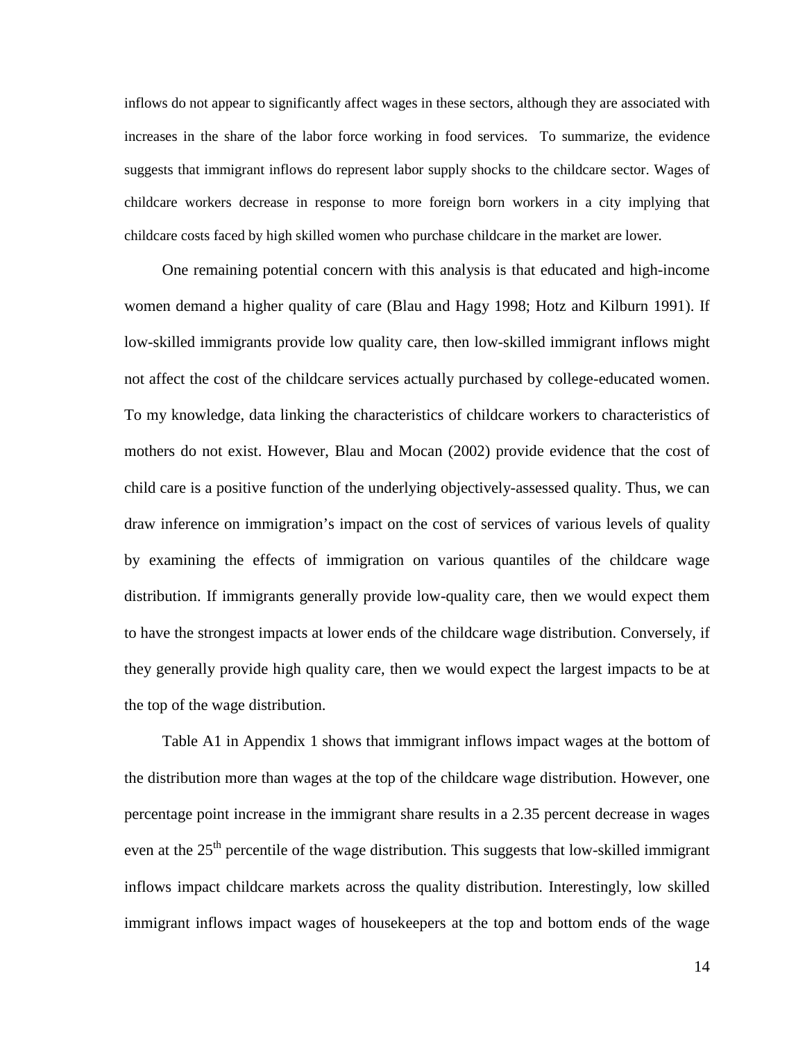inflows do not appear to significantly affect wages in these sectors, although they are associated with increases in the share of the labor force working in food services. To summarize, the evidence suggests that immigrant inflows do represent labor supply shocks to the childcare sector. Wages of childcare workers decrease in response to more foreign born workers in a city implying that childcare costs faced by high skilled women who purchase childcare in the market are lower.

One remaining potential concern with this analysis is that educated and high-income women demand a higher quality of care (Blau and Hagy 1998; Hotz and Kilburn 1991). If low-skilled immigrants provide low quality care, then low-skilled immigrant inflows might not affect the cost of the childcare services actually purchased by college-educated women. To my knowledge, data linking the characteristics of childcare workers to characteristics of mothers do not exist. However, Blau and Mocan (2002) provide evidence that the cost of child care is a positive function of the underlying objectively-assessed quality. Thus, we can draw inference on immigration's impact on the cost of services of various levels of quality by examining the effects of immigration on various quantiles of the childcare wage distribution. If immigrants generally provide low-quality care, then we would expect them to have the strongest impacts at lower ends of the childcare wage distribution. Conversely, if they generally provide high quality care, then we would expect the largest impacts to be at the top of the wage distribution.

Table A1 in Appendix 1 shows that immigrant inflows impact wages at the bottom of the distribution more than wages at the top of the childcare wage distribution. However, one percentage point increase in the immigrant share results in a 2.35 percent decrease in wages even at the 25th percentile of the wage distribution. This suggests that low-skilled immigrant inflows impact childcare markets across the quality distribution. Interestingly, low skilled immigrant inflows impact wages of housekeepers at the top and bottom ends of the wage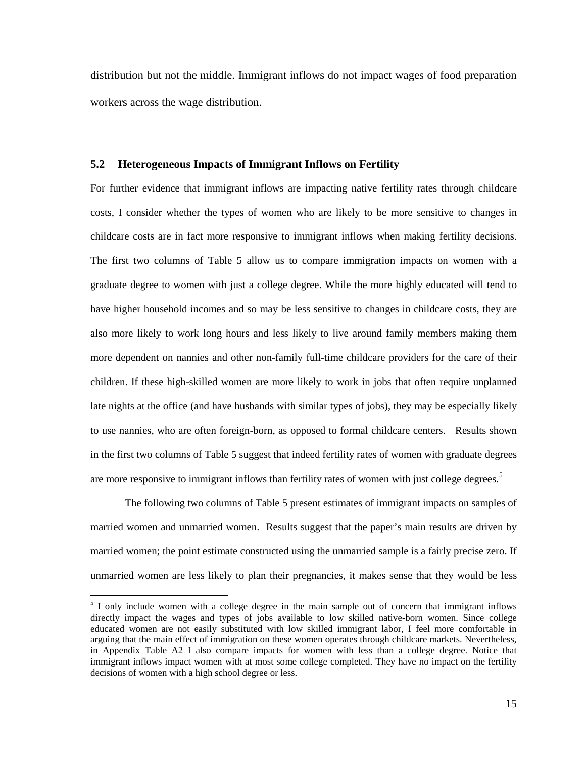distribution but not the middle. Immigrant inflows do not impact wages of food preparation workers across the wage distribution.

### 5.2 Heterogeneous Impacts of Immigrant Inflows on Fertility

For further evidence that immigrant inflows are impacting native fertility rates through childcare costs, I consider whether the types of women who are likely to be more sensitive to changes in childcare costs are in fact more responsive to immigrant inflows when making fertility decisions. The first two columns of Table 5 allow us to compare immigration impacts on women with a graduate degree to women with just a college degree. While the more highly educated will tend to have higher household incomes and so may be less sensitive to changes in childcare costs, they are also more likely to work long hours and less likely to live around family members making them more dependent on nannies and other non-family full-time childcare providers for the care of their children. If these high-skilled women are more likely to work in jobs that often require unplanned late nights at the office (and have husbands with similar types of jobs), they may be especially likely to use nannies, who are often foreign-born, as opposed to formal childcare centers. Results shown in the first two columns of Table 5 suggest that indeed fertility rates of women with graduate degrees are more responsive to immigrant inflows than fertility rates of women with just college degrees.[5]

The following two columns of Table 5 present estimates of immigrant impacts on samples of married women and unmarried women. Results suggest that the paper's main results are driven by married women; the point estimate constructed using the unmarried sample is a fairly precise zero. If unmarried women are less likely to plan their pregnancies, it makes sense that they would be less

[5] I only include women with a college degree in the main sample out of concern that immigrant inflows directly impact the wages and types of jobs available to low skilled native-born women. Since college educated women are not easily substituted with low skilled immigrant labor, I feel more comfortable in arguing that the main effect of immigration on these women operates through childcare markets. Nevertheless, in Appendix Table A2 I also compare impacts for women with less than a college degree. Notice that immigrant inflows impact women with at most some college completed. They have no impact on the fertility decisions of women with a high school degree or less.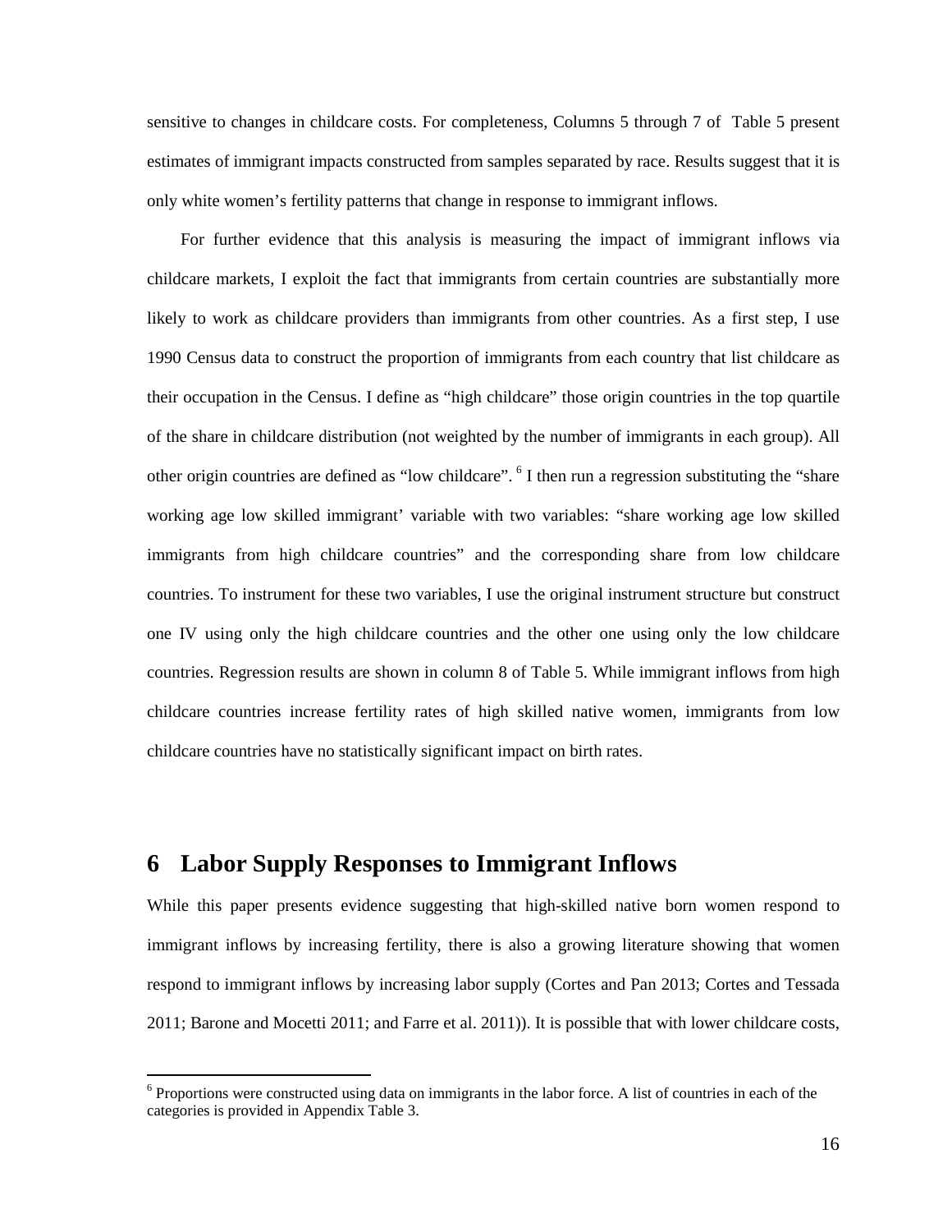sensitive to changes in childcare costs. For completeness, Columns 5 through 7 of Table 5 present estimates of immigrant impacts constructed from samples separated by race. Results suggest that it is only white women's fertility patterns that change in response to immigrant inflows.

For further evidence that this analysis is measuring the impact of immigrant inflows via childcare markets, I exploit the fact that immigrants from certain countries are substantially more likely to work as childcare providers than immigrants from other countries. As a first step, I use 1990 Census data to construct the proportion of immigrants from each country that list childcare as their occupation in the Census. I define as "high childcare" those origin countries in the top quartile of the share in childcare distribution (not weighted by the number of immigrants in each group). All other origin countries are defined as "low childcare".[6] I then run a regression substituting the "share working age low skilled immigrant' variable with two variables: "share working age low skilled immigrants from high childcare countries" and the corresponding share from low childcare countries. To instrument for these two variables, I use the original instrument structure but construct one IV using only the high childcare countries and the other one using only the low childcare countries. Regression results are shown in column 8 of Table 5. While immigrant inflows from high childcare countries increase fertility rates of high skilled native women, immigrants from low childcare countries have no statistically significant impact on birth rates.

## 6 Labor Supply Responses to Immigrant Inflows

While this paper presents evidence suggesting that high-skilled native born women respond to immigrant inflows by increasing fertility, there is also a growing literature showing that women respond to immigrant inflows by increasing labor supply (Cortes and Pan 2013; Cortes and Tessada 2011; Barone and Mocetti 2011; and Farre et al. 2011)). It is possible that with lower childcare costs,

[6] Proportions were constructed using data on immigrants in the labor force. A list of countries in each of the categories is provided in Appendix Table 3.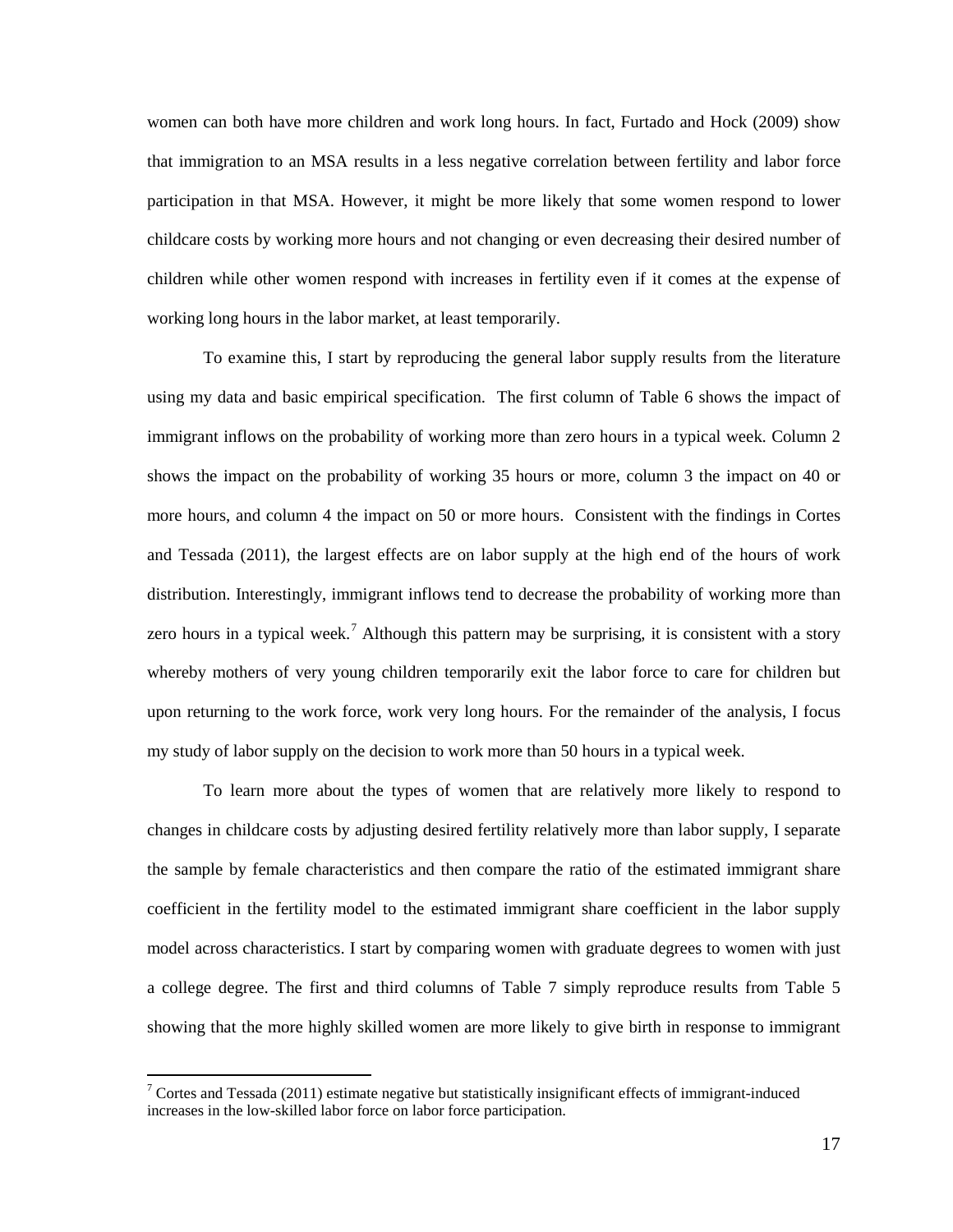women can both have more children and work long hours. In fact, Furtado and Hock (2009) show that immigration to an MSA results in a less negative correlation between fertility and labor force participation in that MSA. However, it might be more likely that some women respond to lower childcare costs by working more hours and not changing or even decreasing their desired number of children while other women respond with increases in fertility even if it comes at the expense of working long hours in the labor market, at least temporarily.

To examine this, I start by reproducing the general labor supply results from the literature using my data and basic empirical specification. The first column of Table 6 shows the impact of immigrant inflows on the probability of working more than zero hours in a typical week. Column 2 shows the impact on the probability of working 35 hours or more, column 3 the impact on 40 or more hours, and column 4 the impact on 50 or more hours. Consistent with the findings in Cortes and Tessada (2011), the largest effects are on labor supply at the high end of the hours of work distribution. Interestingly, immigrant inflows tend to decrease the probability of working more than zero hours in a typical week.[7] Although this pattern may be surprising, it is consistent with a story whereby mothers of very young children temporarily exit the labor force to care for children but upon returning to the work force, work very long hours. For the remainder of the analysis, I focus my study of labor supply on the decision to work more than 50 hours in a typical week.

To learn more about the types of women that are relatively more likely to respond to changes in childcare costs by adjusting desired fertility relatively more than labor supply, I separate the sample by female characteristics and then compare the ratio of the estimated immigrant share coefficient in the fertility model to the estimated immigrant share coefficient in the labor supply model across characteristics. I start by comparing women with graduate degrees to women with just a college degree. The first and third columns of Table 7 simply reproduce results from Table 5 showing that the more highly skilled women are more likely to give birth in response to immigrant

[7] Cortes and Tessada (2011) estimate negative but statistically insignificant effects of immigrant-induced increases in the low-skilled labor force on labor force participation.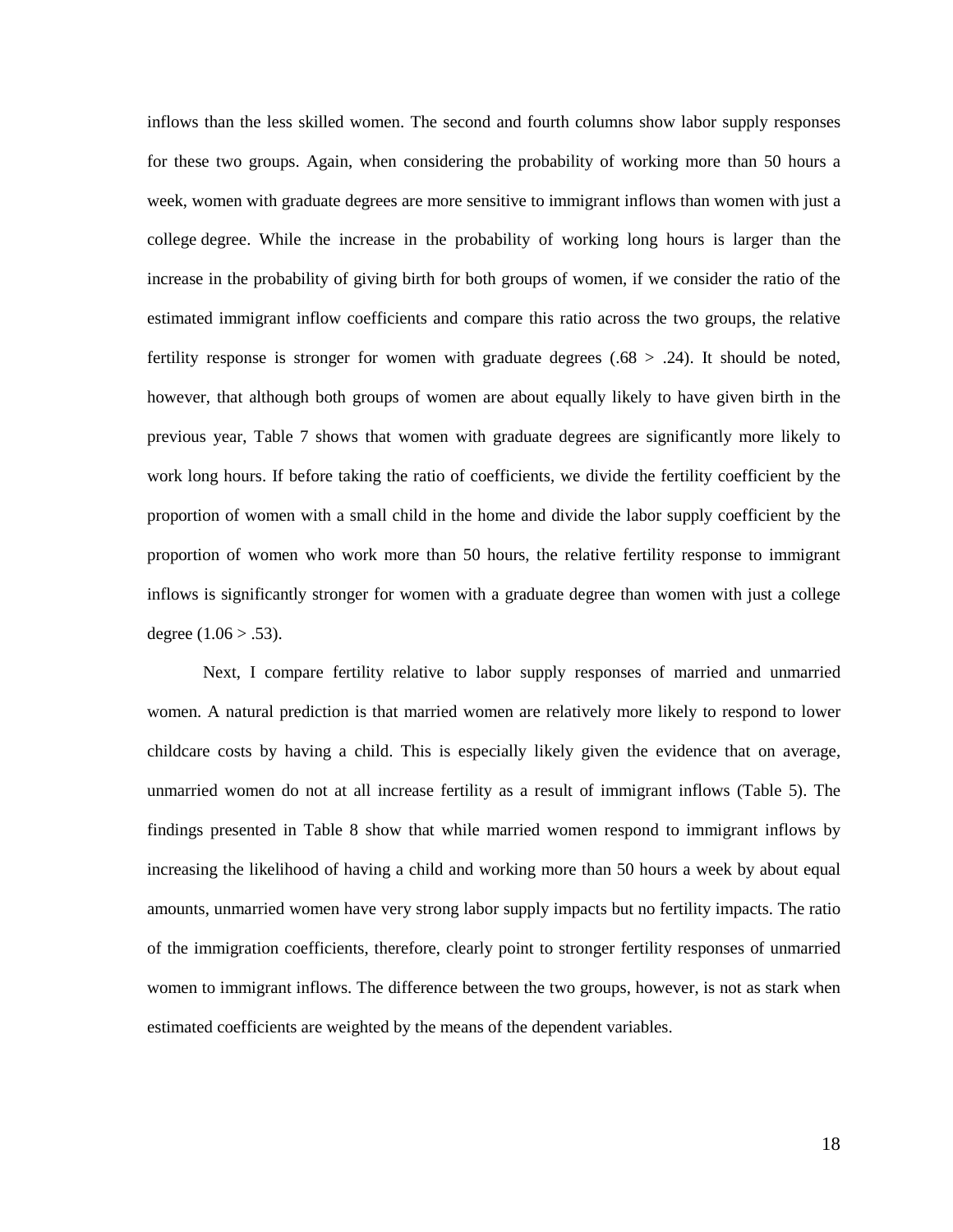inflows than the less skilled women. The second and fourth columns show labor supply responses for these two groups. Again, when considering the probability of working more than 50 hours a week, women with graduate degrees are more sensitive to immigrant inflows than women with just a college degree. While the increase in the probability of working long hours is larger than the increase in the probability of giving birth for both groups of women, if we consider the ratio of the estimated immigrant inflow coefficients and compare this ratio across the two groups, the relative fertility response is stronger for women with graduate degrees (.68 > .24). It should be noted, however, that although both groups of women are about equally likely to have given birth in the previous year, Table 7 shows that women with graduate degrees are significantly more likely to work long hours. If before taking the ratio of coefficients, we divide the fertility coefficient by the proportion of women with a small child in the home and divide the labor supply coefficient by the proportion of women who work more than 50 hours, the relative fertility response to immigrant inflows is significantly stronger for women with a graduate degree than women with just a college degree (1.06 > .53).

Next, I compare fertility relative to labor supply responses of married and unmarried women. A natural prediction is that married women are relatively more likely to respond to lower childcare costs by having a child. This is especially likely given the evidence that on average, unmarried women do not at all increase fertility as a result of immigrant inflows (Table 5). The findings presented in Table 8 show that while married women respond to immigrant inflows by increasing the likelihood of having a child and working more than 50 hours a week by about equal amounts, unmarried women have very strong labor supply impacts but no fertility impacts. The ratio of the immigration coefficients, therefore, clearly point to stronger fertility responses of unmarried women to immigrant inflows. The difference between the two groups, however, is not as stark when estimated coefficients are weighted by the means of the dependent variables.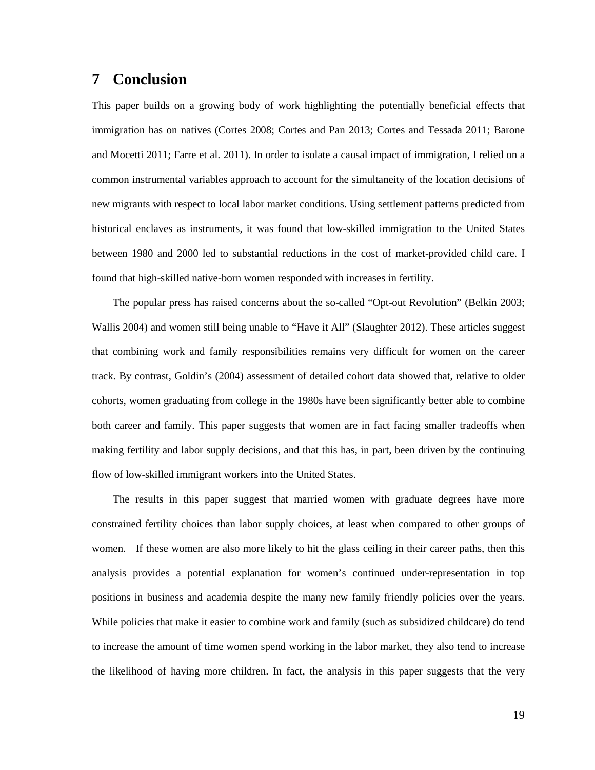# 7 Conclusion

This paper builds on a growing body of work highlighting the potentially beneficial effects that immigration has on natives (Cortes 2008; Cortes and Pan 2013; Cortes and Tessada 2011; Barone and Mocetti 2011; Farre et al. 2011). In order to isolate a causal impact of immigration, I relied on a common instrumental variables approach to account for the simultaneity of the location decisions of new migrants with respect to local labor market conditions. Using settlement patterns predicted from historical enclaves as instruments, it was found that low-skilled immigration to the United States between 1980 and 2000 led to substantial reductions in the cost of market-provided child care. I found that high-skilled native-born women responded with increases in fertility.

The popular press has raised concerns about the so-called "Opt-out Revolution" (Belkin 2003; Wallis 2004) and women still being unable to "Have it All" (Slaughter 2012). These articles suggest that combining work and family responsibilities remains very difficult for women on the career track. By contrast, Goldin's (2004) assessment of detailed cohort data showed that, relative to older cohorts, women graduating from college in the 1980s have been significantly better able to combine both career and family. This paper suggests that women are in fact facing smaller tradeoffs when making fertility and labor supply decisions, and that this has, in part, been driven by the continuing flow of low-skilled immigrant workers into the United States.

The results in this paper suggest that married women with graduate degrees have more constrained fertility choices than labor supply choices, at least when compared to other groups of women. If these women are also more likely to hit the glass ceiling in their career paths, then this analysis provides a potential explanation for women's continued under-representation in top positions in business and academia despite the many new family friendly policies over the years. While policies that make it easier to combine work and family (such as subsidized childcare) do tend to increase the amount of time women spend working in the labor market, they also tend to increase the likelihood of having more children. In fact, the analysis in this paper suggests that the very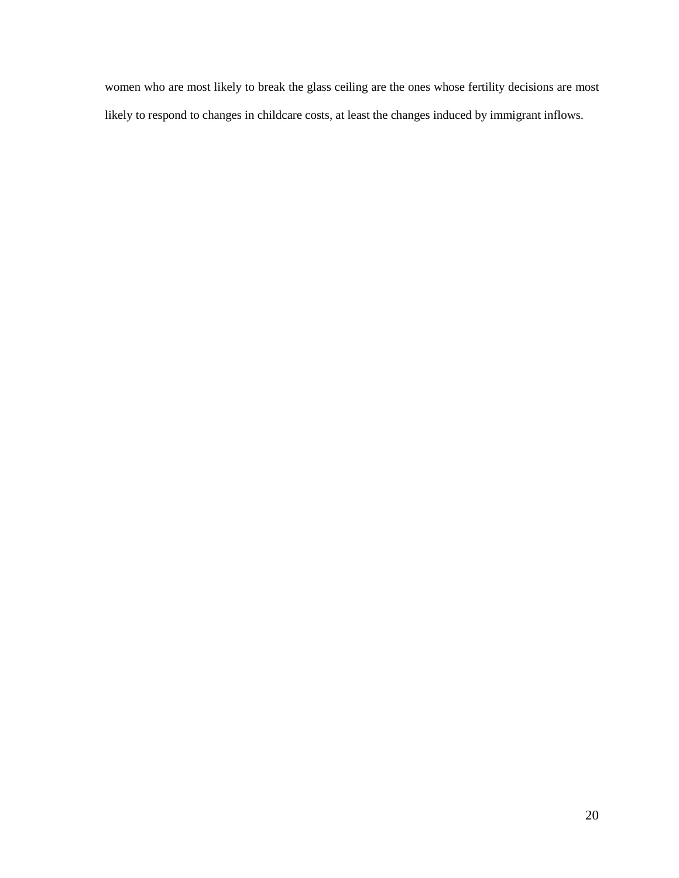women who are most likely to break the glass ceiling are the ones whose fertility decisions are most likely to respond to changes in childcare costs, at least the changes induced by immigrant inflows.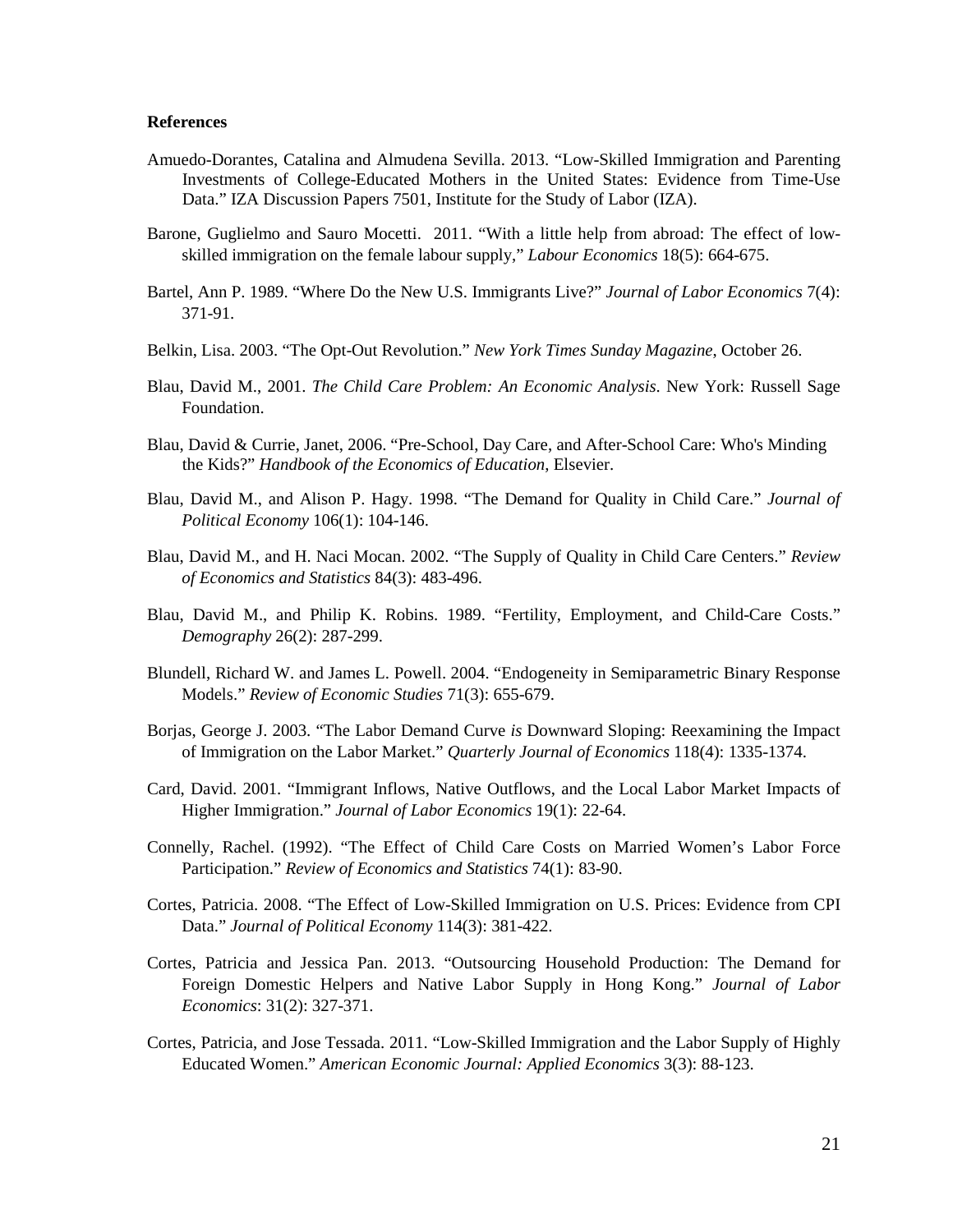**References**

Amuedo-Dorantes, Catalina and Almudena Sevilla. 2013. "Low-Skilled Immigration and Parenting Investments of College-Educated Mothers in the United States: Evidence from Time-Use Data." IZA Discussion Papers 7501, Institute for the Study of Labor (IZA).

Barone, Guglielmo and Sauro Mocetti. 2011. "With a little help from abroad: The effect of low-skilled immigration on the female labour supply," *Labour Economics* 18(5): 664-675.

Bartel, Ann P. 1989. "Where Do the New U.S. Immigrants Live?" *Journal of Labor Economics* 7(4): 371-91.

Belkin, Lisa. 2003. "The Opt-Out Revolution." *New York Times Sunday Magazine*, October 26.

Blau, David M., 2001. *The Child Care Problem: An Economic Analysis*. New York: Russell Sage Foundation.

Blau, David & Currie, Janet, 2006. "Pre-School, Day Care, and After-School Care: Who's Minding the Kids?" *Handbook of the Economics of Education*, Elsevier.

Blau, David M., and Alison P. Hagy. 1998. "The Demand for Quality in Child Care." *Journal of Political Economy* 106(1): 104-146.

Blau, David M., and H. Naci Mocan. 2002. "The Supply of Quality in Child Care Centers." *Review of Economics and Statistics* 84(3): 483-496.

Blau, David M., and Philip K. Robins. 1989. "Fertility, Employment, and Child-Care Costs." *Demography* 26(2): 287-299.

Blundell, Richard W. and James L. Powell. 2004. "Endogeneity in Semiparametric Binary Response Models." *Review of Economic Studies* 71(3): 655-679.

Borjas, George J. 2003. "The Labor Demand Curve *is* Downward Sloping: Reexamining the Impact of Immigration on the Labor Market." *Quarterly Journal of Economics* 118(4): 1335-1374.

Card, David. 2001. "Immigrant Inflows, Native Outflows, and the Local Labor Market Impacts of Higher Immigration." *Journal of Labor Economics* 19(1): 22-64.

Connelly, Rachel. (1992). "The Effect of Child Care Costs on Married Women's Labor Force Participation." *Review of Economics and Statistics* 74(1): 83-90.

Cortes, Patricia. 2008. "The Effect of Low-Skilled Immigration on U.S. Prices: Evidence from CPI Data." *Journal of Political Economy* 114(3): 381-422.

Cortes, Patricia and Jessica Pan. 2013. "Outsourcing Household Production: The Demand for Foreign Domestic Helpers and Native Labor Supply in Hong Kong." *Journal of Labor Economics*: 31(2): 327-371.

Cortes, Patricia, and Jose Tessada. 2011. "Low-Skilled Immigration and the Labor Supply of Highly Educated Women." *American Economic Journal: Applied Economics* 3(3): 88-123.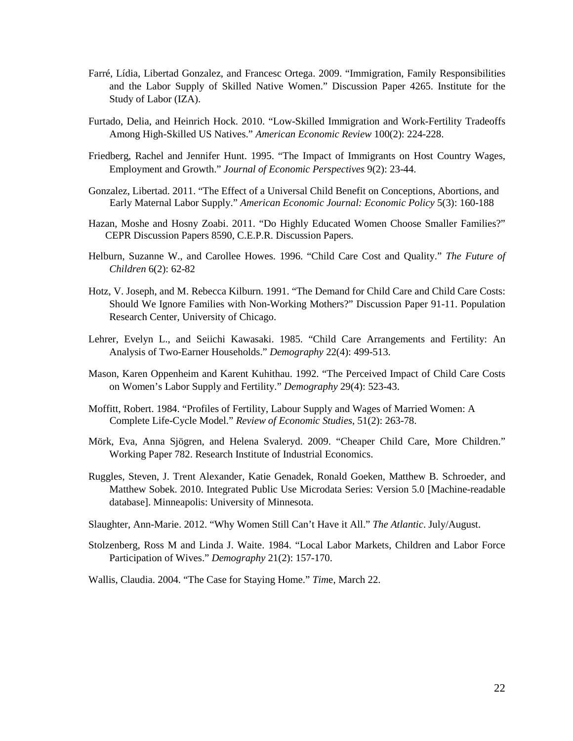Farré, Lídia, Libertad Gonzalez, and Francesc Ortega. 2009. "Immigration, Family Responsibilities and the Labor Supply of Skilled Native Women." Discussion Paper 4265. Institute for the Study of Labor (IZA).

Furtado, Delia, and Heinrich Hock. 2010. "Low-Skilled Immigration and Work-Fertility Tradeoffs Among High-Skilled US Natives." *American Economic Review* 100(2): 224-228.

Friedberg, Rachel and Jennifer Hunt. 1995. "The Impact of Immigrants on Host Country Wages, Employment and Growth." *Journal of Economic Perspectives* 9(2): 23-44.

Gonzalez, Libertad. 2011. "The Effect of a Universal Child Benefit on Conceptions, Abortions, and Early Maternal Labor Supply." *American Economic Journal: Economic Policy* 5(3): 160-188

Hazan, Moshe and Hosny Zoabi. 2011. "Do Highly Educated Women Choose Smaller Families?" CEPR Discussion Papers 8590, C.E.P.R. Discussion Papers.

Helburn, Suzanne W., and Carollee Howes. 1996. "Child Care Cost and Quality." *The Future of Children* 6(2): 62-82

Hotz, V. Joseph, and M. Rebecca Kilburn. 1991. "The Demand for Child Care and Child Care Costs: Should We Ignore Families with Non-Working Mothers?" Discussion Paper 91-11. Population Research Center, University of Chicago.

Lehrer, Evelyn L., and Seiichi Kawasaki. 1985. "Child Care Arrangements and Fertility: An Analysis of Two-Earner Households." *Demography* 22(4): 499-513.

Mason, Karen Oppenheim and Karent Kuhithau. 1992. "The Perceived Impact of Child Care Costs on Women's Labor Supply and Fertility." *Demography* 29(4): 523-43.

Moffitt, Robert. 1984. "Profiles of Fertility, Labour Supply and Wages of Married Women: A Complete Life-Cycle Model." *Review of Economic Studies*, 51(2): 263-78.

Mörk, Eva, Anna Sjögren, and Helena Svaleryd. 2009. "Cheaper Child Care, More Children." Working Paper 782. Research Institute of Industrial Economics.

Ruggles, Steven, J. Trent Alexander, Katie Genadek, Ronald Goeken, Matthew B. Schroeder, and Matthew Sobek. 2010. Integrated Public Use Microdata Series: Version 5.0 [Machine-readable database]. Minneapolis: University of Minnesota.

Slaughter, Ann-Marie. 2012. "Why Women Still Can't Have it All." *The Atlantic*. July/August.

Stolzenberg, Ross M and Linda J. Waite. 1984. "Local Labor Markets, Children and Labor Force Participation of Wives." *Demography* 21(2): 157-170.

Wallis, Claudia. 2004. "The Case for Staying Home." *Time*, March 22.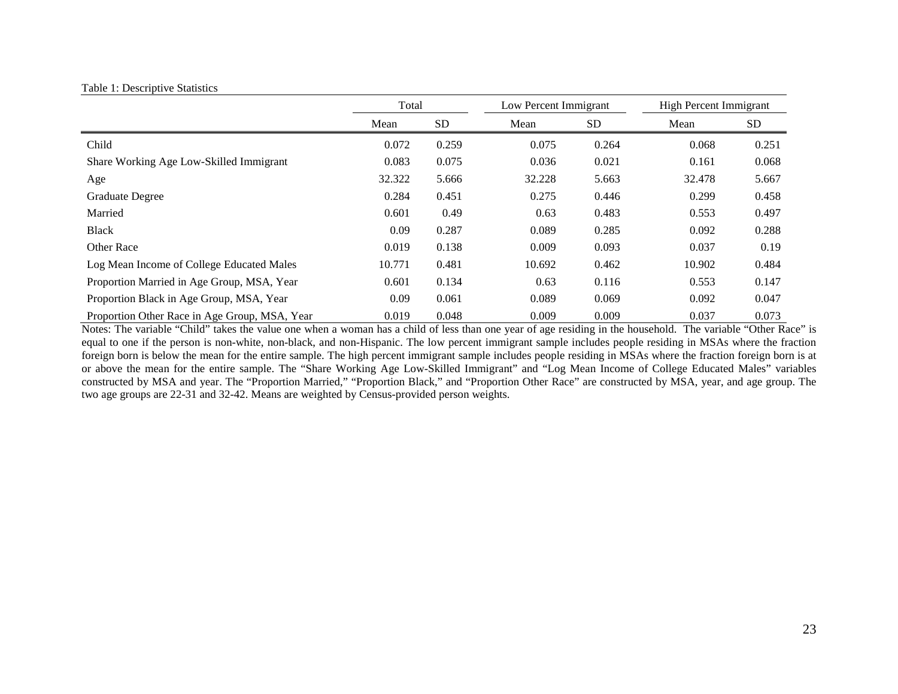Table 1: Descriptive Statistics

| | Total | | Low Percent Immigrant | | High Percent Immigrant | |
|---|---|---|---|---|---|---|
| | Mean | SD | Mean | SD | Mean | SD |
| Child | 0.072 | 0.259 | 0.075 | 0.264 | 0.068 | 0.251 |
| Share Working Age Low-Skilled Immigrant | 0.083 | 0.075 | 0.036 | 0.021 | 0.161 | 0.068 |
| Age | 32.322 | 5.666 | 32.228 | 5.663 | 32.478 | 5.667 |
| Graduate Degree | 0.284 | 0.451 | 0.275 | 0.446 | 0.299 | 0.458 |
| Married | 0.601 | 0.49 | 0.63 | 0.483 | 0.553 | 0.497 |
| Black | 0.09 | 0.287 | 0.089 | 0.285 | 0.092 | 0.288 |
| Other Race | 0.019 | 0.138 | 0.009 | 0.093 | 0.037 | 0.19 |
| Log Mean Income of College Educated Males | 10.771 | 0.481 | 10.692 | 0.462 | 10.902 | 0.484 |
| Proportion Married in Age Group, MSA, Year | 0.601 | 0.134 | 0.63 | 0.116 | 0.553 | 0.147 |
| Proportion Black in Age Group, MSA, Year | 0.09 | 0.061 | 0.089 | 0.069 | 0.092 | 0.047 |
| Proportion Other Race in Age Group, MSA, Year | 0.019 | 0.048 | 0.009 | 0.009 | 0.037 | 0.073 |

Notes: The variable "Child" takes the value one when a woman has a child of less than one year of age residing in the household. The variable "Other Race" is equal to one if the person is non-white, non-black, and non-Hispanic. The low percent immigrant sample includes people residing in MSAs where the fraction foreign born is below the mean for the entire sample. The high percent immigrant sample includes people residing in MSAs where the fraction foreign born is at or above the mean for the entire sample. The "Share Working Age Low-Skilled Immigrant" and "Log Mean Income of College Educated Males" variables constructed by MSA and year. The "Proportion Married," "Proportion Black," and "Proportion Other Race" are constructed by MSA, year, and age group. The two age groups are 22-31 and 32-42. Means are weighted by Census-provided person weights.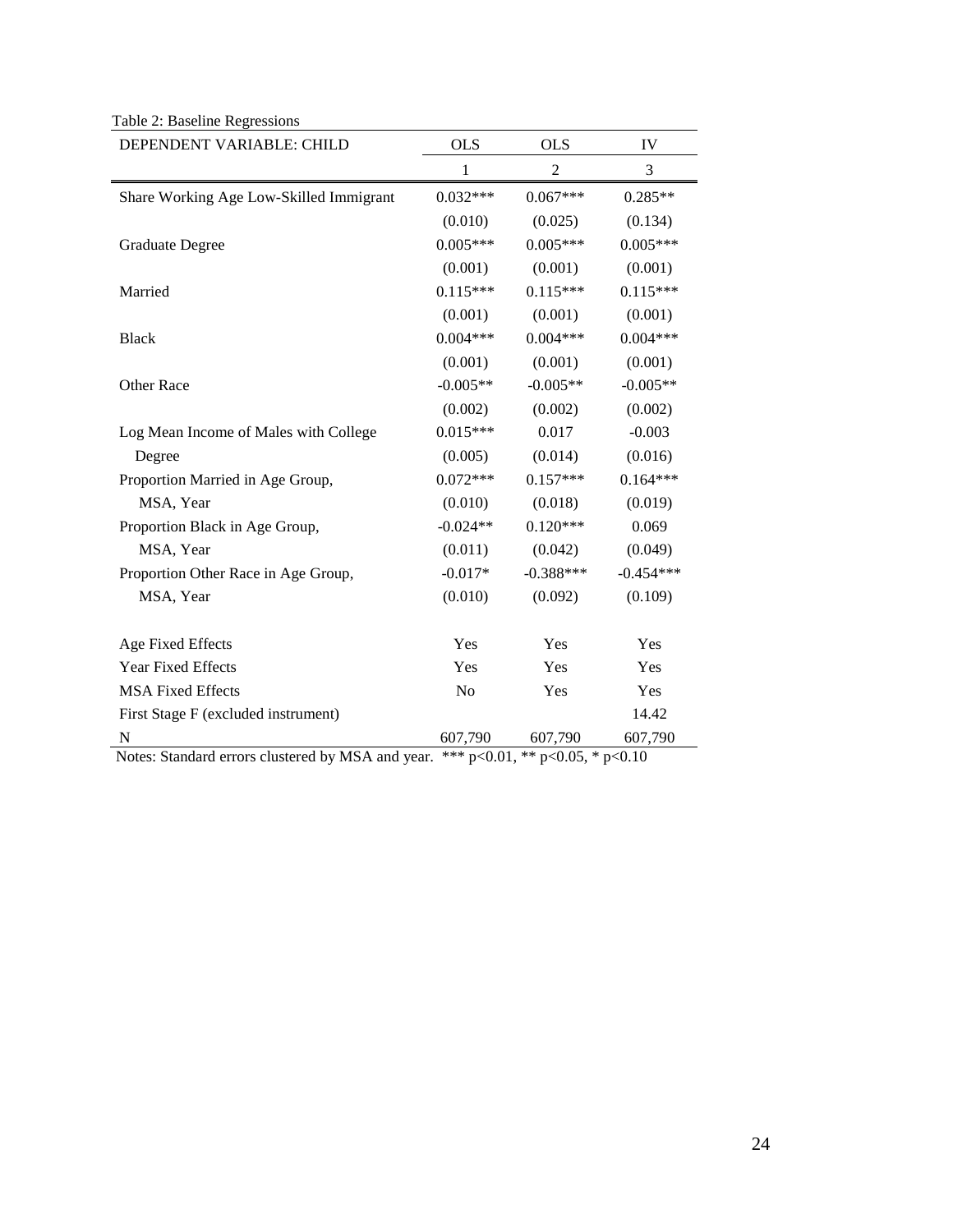Table 2: Baseline Regressions

| DEPENDENT VARIABLE: CHILD | OLS | OLS | IV |
|---|---|---|---|
| | 1 | 2 | 3 |
| Share Working Age Low-Skilled Immigrant | 0.032*** | 0.067*** | 0.285** |
| | (0.010) | (0.025) | (0.134) |
| Graduate Degree | 0.005*** | 0.005*** | 0.005*** |
| | (0.001) | (0.001) | (0.001) |
| Married | 0.115*** | 0.115*** | 0.115*** |
| | (0.001) | (0.001) | (0.001) |
| Black | 0.004*** | 0.004*** | 0.004*** |
| | (0.001) | (0.001) | (0.001) |
| Other Race | -0.005** | -0.005** | -0.005** |
| | (0.002) | (0.002) | (0.002) |
| Log Mean Income of Males with College Degree | 0.015*** | 0.017 | -0.003 |
| | (0.005) | (0.014) | (0.016) |
| Proportion Married in Age Group, MSA, Year | 0.072*** | 0.157*** | 0.164*** |
| | (0.010) | (0.018) | (0.019) |
| Proportion Black in Age Group, MSA, Year | -0.024** | 0.120*** | 0.069 |
| | (0.011) | (0.042) | (0.049) |
| Proportion Other Race in Age Group, MSA, Year | -0.017* | -0.388*** | -0.454*** |
| | (0.010) | (0.092) | (0.109) |
| Age Fixed Effects | Yes | Yes | Yes |
| Year Fixed Effects | Yes | Yes | Yes |
| MSA Fixed Effects | No | Yes | Yes |
| First Stage F (excluded instrument) | | | 14.42 |
| N | 607,790 | 607,790 | 607,790 |

Notes: Standard errors clustered by MSA and year. *** p<0.01, ** p<0.05, * p<0.10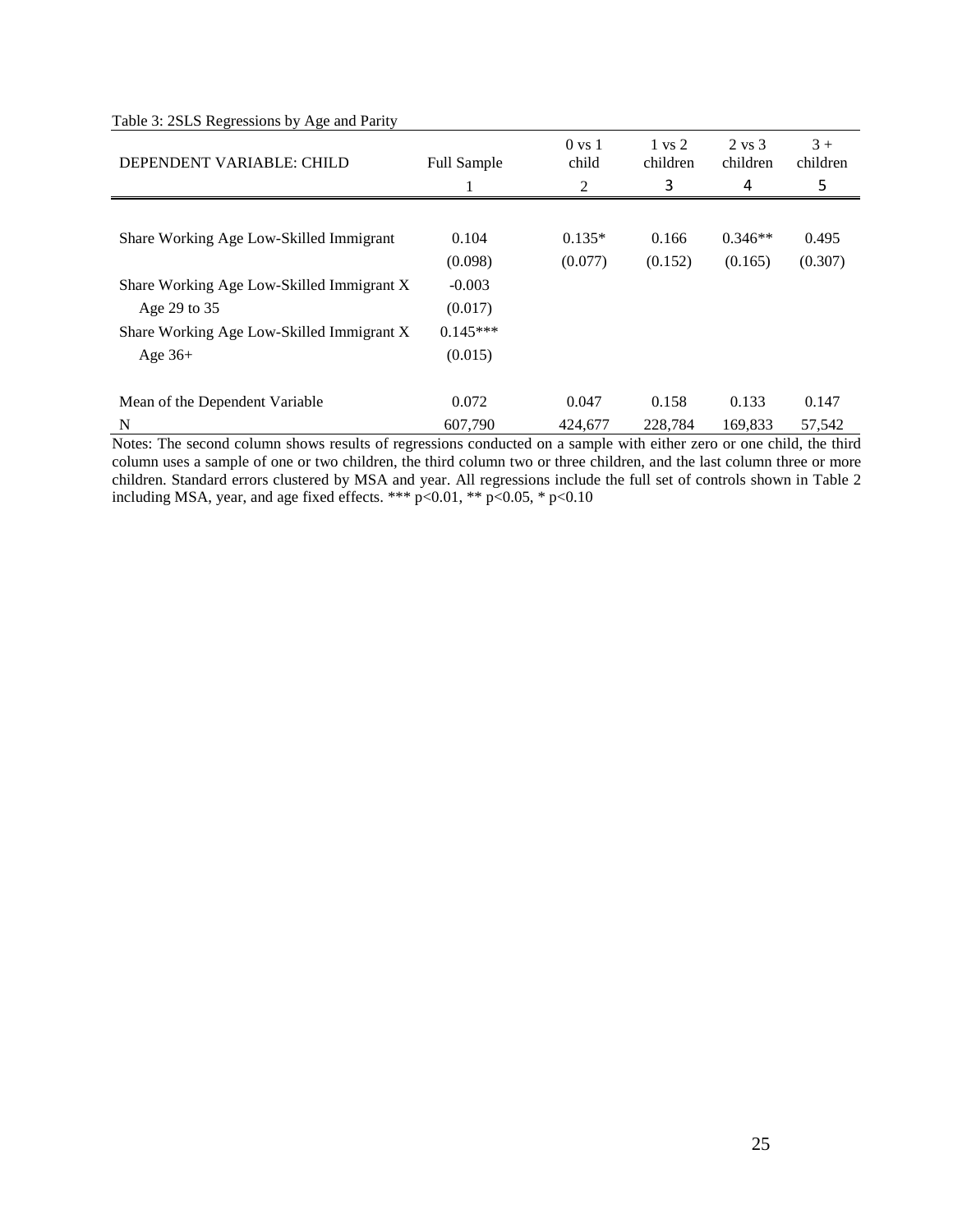Table 3: 2SLS Regressions by Age and Parity

| DEPENDENT VARIABLE: CHILD | Full Sample | 0 vs 1 child | 1 vs 2 children | 2 vs 3 children | 3 + children |
|---|---|---|---|---|---|
| | 1 | 2 | 3 | 4 | 5 |
| Share Working Age Low-Skilled Immigrant | 0.104 | 0.135* | 0.166 | 0.346** | 0.495 |
| | (0.098) | (0.077) | (0.152) | (0.165) | (0.307) |
| Share Working Age Low-Skilled Immigrant X Age 29 to 35 | -0.003 | | | | |
| | (0.017) | | | | |
| Share Working Age Low-Skilled Immigrant X Age 36+ | 0.145*** | | | | |
| | (0.015) | | | | |
| Mean of the Dependent Variable | 0.072 | 0.047 | 0.158 | 0.133 | 0.147 |
| N | 607,790 | 424,677 | 228,784 | 169,833 | 57,542 |

Notes: The second column shows results of regressions conducted on a sample with either zero or one child, the third column uses a sample of one or two children, the third column two or three children, and the last column three or more children. Standard errors clustered by MSA and year. All regressions include the full set of controls shown in Table 2 including MSA, year, and age fixed effects. *** p<0.01, ** p<0.05, * p<0.10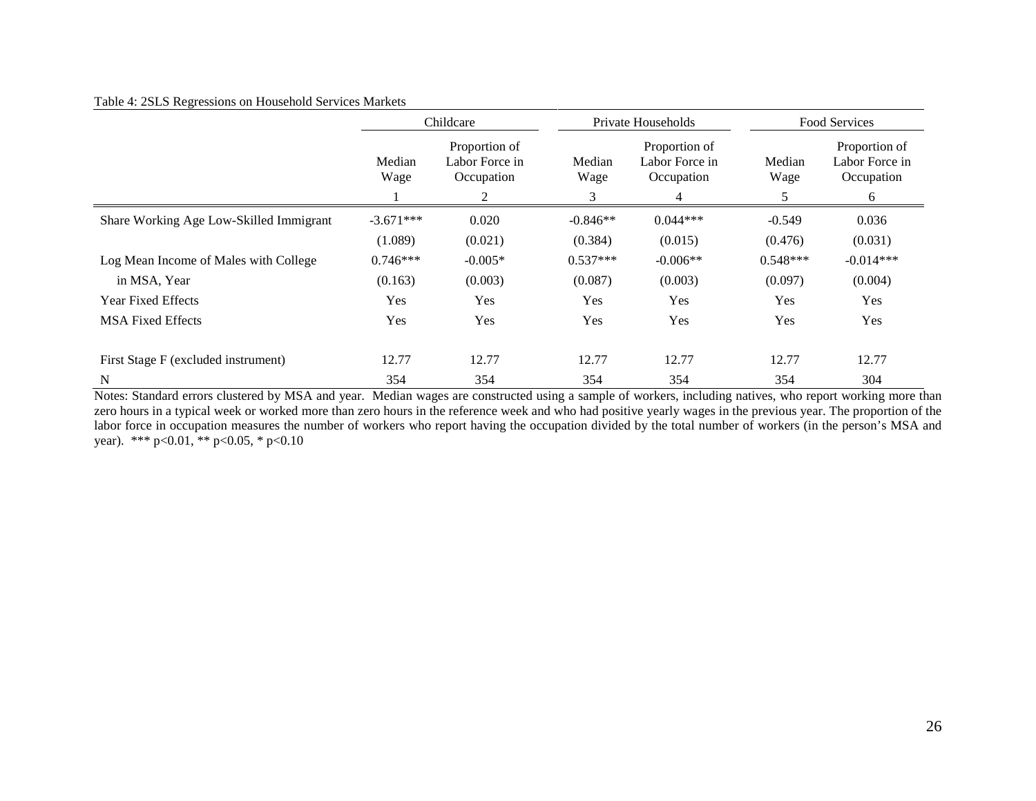Table 4: 2SLS Regressions on Household Services Markets

| | Childcare | | Private Households | | Food Services | |
|---|---|---|---|---|---|---|
| | Median Wage | Proportion of Labor Force in Occupation | Median Wage | Proportion of Labor Force in Occupation | Median Wage | Proportion of Labor Force in Occupation |
| | 1 | 2 | 3 | 4 | 5 | 6 |
| Share Working Age Low-Skilled Immigrant | -3.671*** | 0.020 | -0.846** | 0.044*** | -0.549 | 0.036 |
| | (1.089) | (0.021) | (0.384) | (0.015) | (0.476) | (0.031) |
| Log Mean Income of Males with College | 0.746*** | -0.005* | 0.537*** | -0.006** | 0.548*** | -0.014*** |
| in MSA, Year | (0.163) | (0.003) | (0.087) | (0.003) | (0.097) | (0.004) |
| Year Fixed Effects | Yes | Yes | Yes | Yes | Yes | Yes |
| MSA Fixed Effects | Yes | Yes | Yes | Yes | Yes | Yes |
| First Stage F (excluded instrument) | 12.77 | 12.77 | 12.77 | 12.77 | 12.77 | 12.77 |
| N | 354 | 354 | 354 | 354 | 354 | 304 |

Notes: Standard errors clustered by MSA and year. Median wages are constructed using a sample of workers, including natives, who report working more than zero hours in a typical week or worked more than zero hours in the reference week and who had positive yearly wages in the previous year. The proportion of the labor force in occupation measures the number of workers who report having the occupation divided by the total number of workers (in the person's MSA and year). *** p<0.01, ** p<0.05, * p<0.10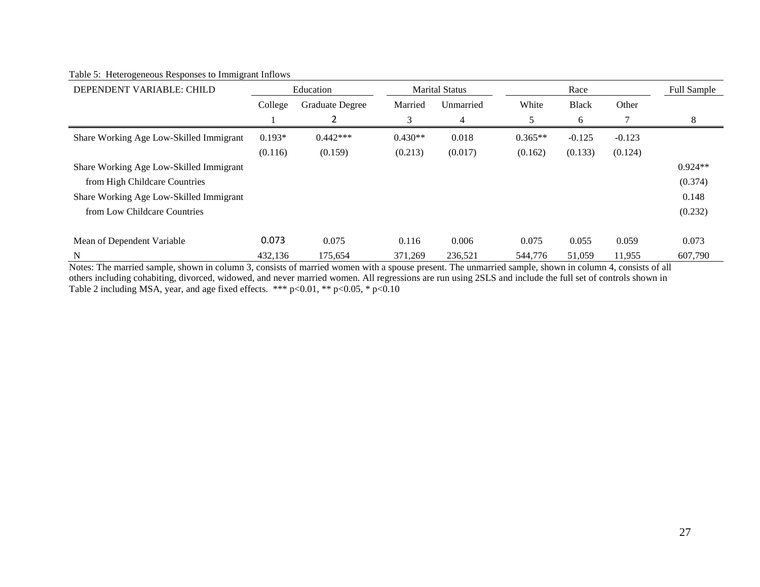Table 5: Heterogeneous Responses to Immigrant Inflows

| DEPENDENT VARIABLE: CHILD | Education | | Marital Status | | Race | | | Full Sample |
|---|---|---|---|---|---|---|---|---|
| | College | Graduate Degree | Married | Unmarried | White | Black | Other | |
| | 1 | 2 | 3 | 4 | 5 | 6 | 7 | 8 |
| Share Working Age Low-Skilled Immigrant | 0.193* | 0.442*** | 0.430** | 0.018 | 0.365** | -0.125 | -0.123 | |
| | (0.116) | (0.159) | (0.213) | (0.017) | (0.162) | (0.133) | (0.124) | |
| Share Working Age Low-Skilled Immigrant from High Childcare Countries | | | | | | | | 0.924** |
| | | | | | | | | (0.374) |
| Share Working Age Low-Skilled Immigrant from Low Childcare Countries | | | | | | | | 0.148 |
| | | | | | | | | (0.232) |
| Mean of Dependent Variable | 0.073 | 0.075 | 0.116 | 0.006 | 0.075 | 0.055 | 0.059 | 0.073 |
| N | 432,136 | 175,654 | 371,269 | 236,521 | 544,776 | 51,059 | 11,955 | 607,790 |

Notes: The married sample, shown in column 3, consists of married women with a spouse present. The unmarried sample, shown in column 4, consists of all others including cohabiting, divorced, widowed, and never married women. All regressions are run using 2SLS and include the full set of controls shown in Table 2 including MSA, year, and age fixed effects. *** p<0.01, ** p<0.05, * p<0.10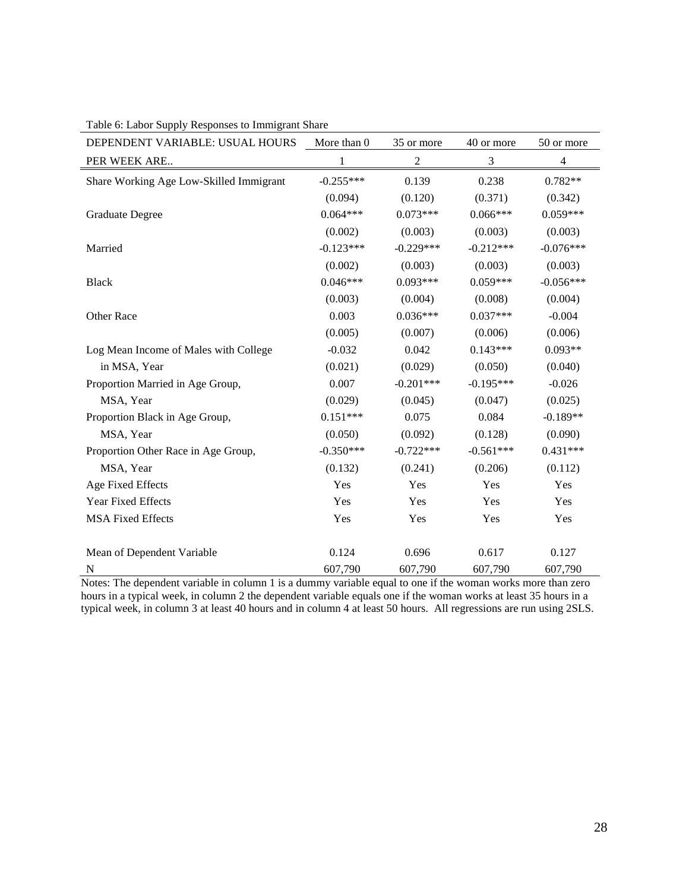Table 6: Labor Supply Responses to Immigrant Share

| DEPENDENT VARIABLE: USUAL HOURS PER WEEK ARE.. | More than 0<br>1 | 35 or more<br>2 | 40 or more<br>3 | 50 or more<br>4 |
|---|---|---|---|---|
| Share Working Age Low-Skilled Immigrant | -0.255*** | 0.139 | 0.238 | 0.782** |
| | (0.094) | (0.120) | (0.371) | (0.342) |
| Graduate Degree | 0.064*** | 0.073*** | 0.066*** | 0.059*** |
| | (0.002) | (0.003) | (0.003) | (0.003) |
| Married | -0.123*** | -0.229*** | -0.212*** | -0.076*** |
| | (0.002) | (0.003) | (0.003) | (0.003) |
| Black | 0.046*** | 0.093*** | 0.059*** | -0.056*** |
| | (0.003) | (0.004) | (0.008) | (0.004) |
| Other Race | 0.003 | 0.036*** | 0.037*** | -0.004 |
| | (0.005) | (0.007) | (0.006) | (0.006) |
| Log Mean Income of Males with College in MSA, Year | -0.032 | 0.042 | 0.143*** | 0.093** |
| | (0.021) | (0.029) | (0.050) | (0.040) |
| Proportion Married in Age Group, MSA, Year | 0.007 | -0.201*** | -0.195*** | -0.026 |
| | (0.029) | (0.045) | (0.047) | (0.025) |
| Proportion Black in Age Group, MSA, Year | 0.151*** | 0.075 | 0.084 | -0.189** |
| | (0.050) | (0.092) | (0.128) | (0.090) |
| Proportion Other Race in Age Group, MSA, Year | -0.350*** | -0.722*** | -0.561*** | 0.431*** |
| | (0.132) | (0.241) | (0.206) | (0.112) |
| Age Fixed Effects | Yes | Yes | Yes | Yes |
| Year Fixed Effects | Yes | Yes | Yes | Yes |
| MSA Fixed Effects | Yes | Yes | Yes | Yes |
| Mean of Dependent Variable | 0.124 | 0.696 | 0.617 | 0.127 |
| N | 607,790 | 607,790 | 607,790 | 607,790 |

Notes: The dependent variable in column 1 is a dummy variable equal to one if the woman works more than zero hours in a typical week, in column 2 the dependent variable equals one if the woman works at least 35 hours in a typical week, in column 3 at least 40 hours and in column 4 at least 50 hours. All regressions are run using 2SLS.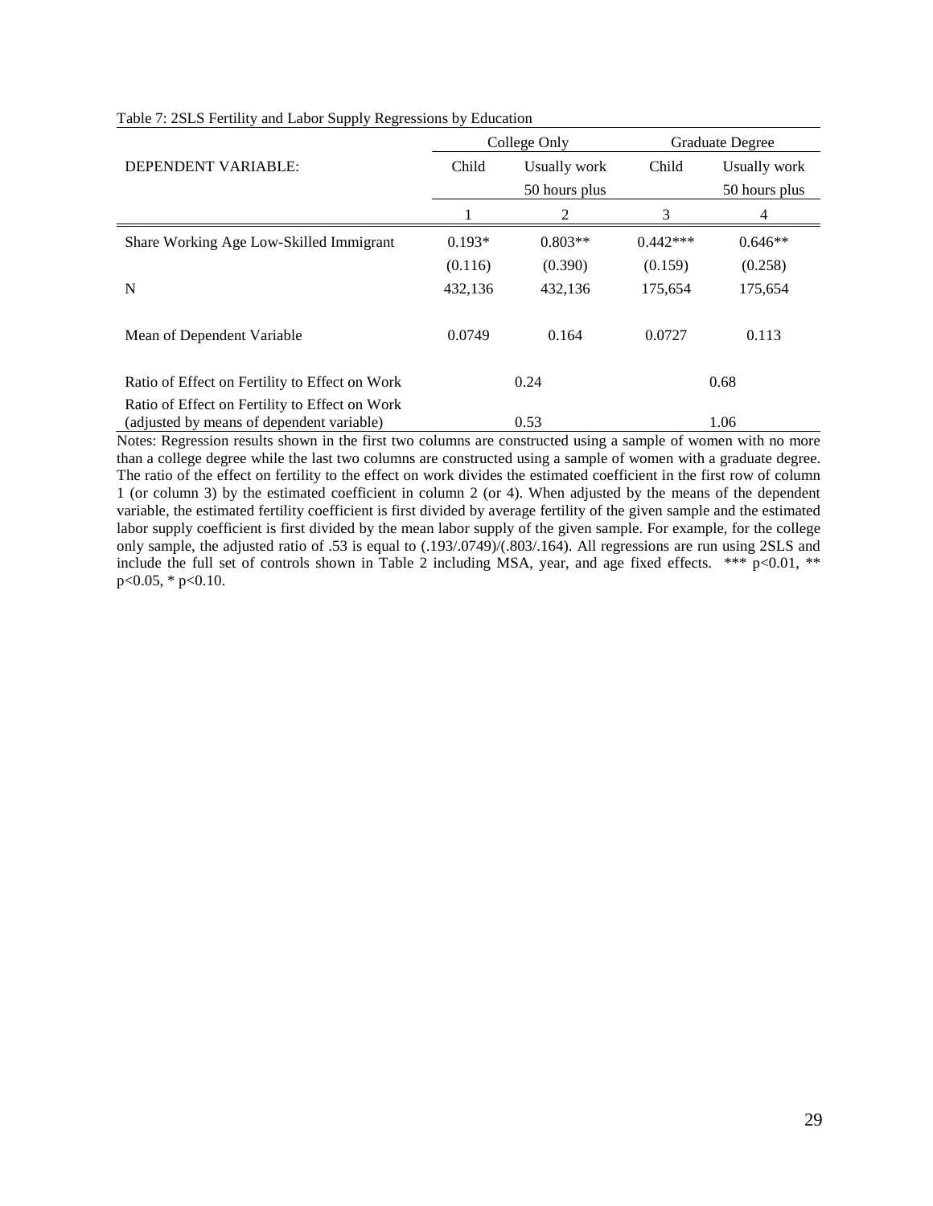Table 7: 2SLS Fertility and Labor Supply Regressions by Education

| | College Only | | Graduate Degree | |
|---|---|---|---|---|
| DEPENDENT VARIABLE: | Child | Usually work 50 hours plus | Child | Usually work 50 hours plus |
| | 1 | 2 | 3 | 4 |
| Share Working Age Low-Skilled Immigrant | 0.193* | 0.803** | 0.442*** | 0.646** |
| | (0.116) | (0.390) | (0.159) | (0.258) |
| N | 432,136 | 432,136 | 175,654 | 175,654 |
| Mean of Dependent Variable | 0.0749 | 0.164 | 0.0727 | 0.113 |
| Ratio of Effect on Fertility to Effect on Work | 0.24 | | 0.68 | |
| Ratio of Effect on Fertility to Effect on Work (adjusted by means of dependent variable) | 0.53 | | 1.06 | |

Notes: Regression results shown in the first two columns are constructed using a sample of women with no more than a college degree while the last two columns are constructed using a sample of women with a graduate degree. The ratio of the effect on fertility to the effect on work divides the estimated coefficient in the first row of column 1 (or column 3) by the estimated coefficient in column 2 (or 4). When adjusted by the means of the dependent variable, the estimated fertility coefficient is first divided by average fertility of the given sample and the estimated labor supply coefficient is first divided by the mean labor supply of the given sample. For example, for the college only sample, the adjusted ratio of .53 is equal to (.193/.0749)/(.803/.164). All regressions are run using 2SLS and include the full set of controls shown in Table 2 including MSA, year, and age fixed effects. *** $p<0.01$, ** $p<0.05$, * $p<0.10$.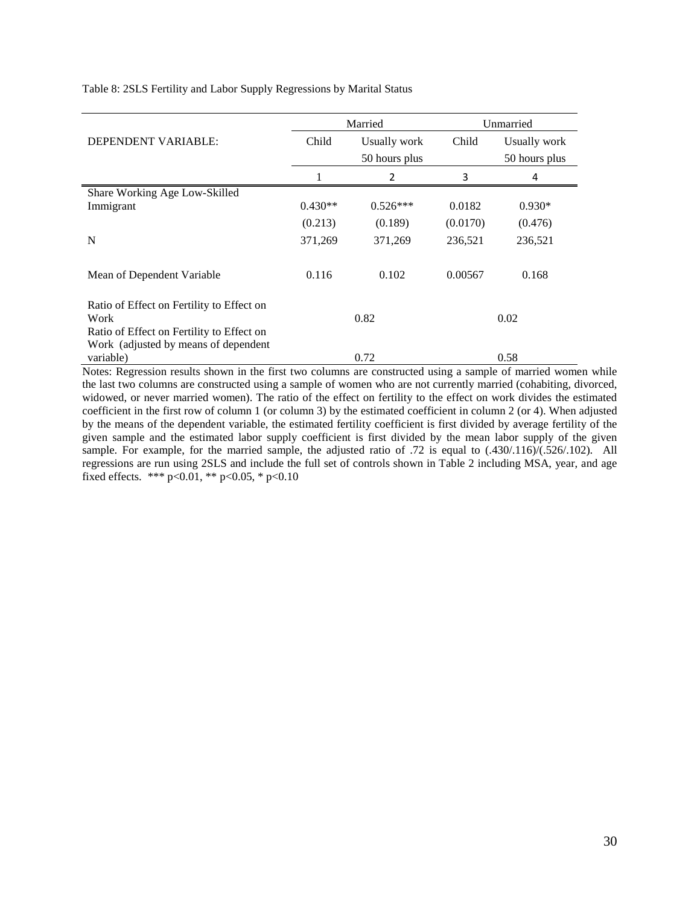Table 8: 2SLS Fertility and Labor Supply Regressions by Marital Status

| | Married | | Unmarried | |
|---|---|---|---|---|
| DEPENDENT VARIABLE: | Child | Usually work 50 hours plus | Child | Usually work 50 hours plus |
| | 1 | 2 | 3 | 4 |
| Share Working Age Low-Skilled Immigrant | 0.430** | 0.526*** | 0.0182 | 0.930* |
| | (0.213) | (0.189) | (0.0170) | (0.476) |
| N | 371,269 | 371,269 | 236,521 | 236,521 |
| Mean of Dependent Variable | 0.116 | 0.102 | 0.00567 | 0.168 |
| Ratio of Effect on Fertility to Effect on Work | 0.82 | | 0.02 | |
| Ratio of Effect on Fertility to Effect on Work (adjusted by means of dependent variable) | 0.72 | | 0.58 | |

Notes: Regression results shown in the first two columns are constructed using a sample of married women while the last two columns are constructed using a sample of women who are not currently married (cohabiting, divorced, widowed, or never married women). The ratio of the effect on fertility to the effect on work divides the estimated coefficient in the first row of column 1 (or column 3) by the estimated coefficient in column 2 (or 4). When adjusted by the means of the dependent variable, the estimated fertility coefficient is first divided by average fertility of the given sample and the estimated labor supply coefficient is first divided by the mean labor supply of the given sample. For example, for the married sample, the adjusted ratio of .72 is equal to (.430/.116)/(.526/.102). All regressions are run using 2SLS and include the full set of controls shown in Table 2 including MSA, year, and age fixed effects. *** p<0.01, ** p<0.05, * p<0.10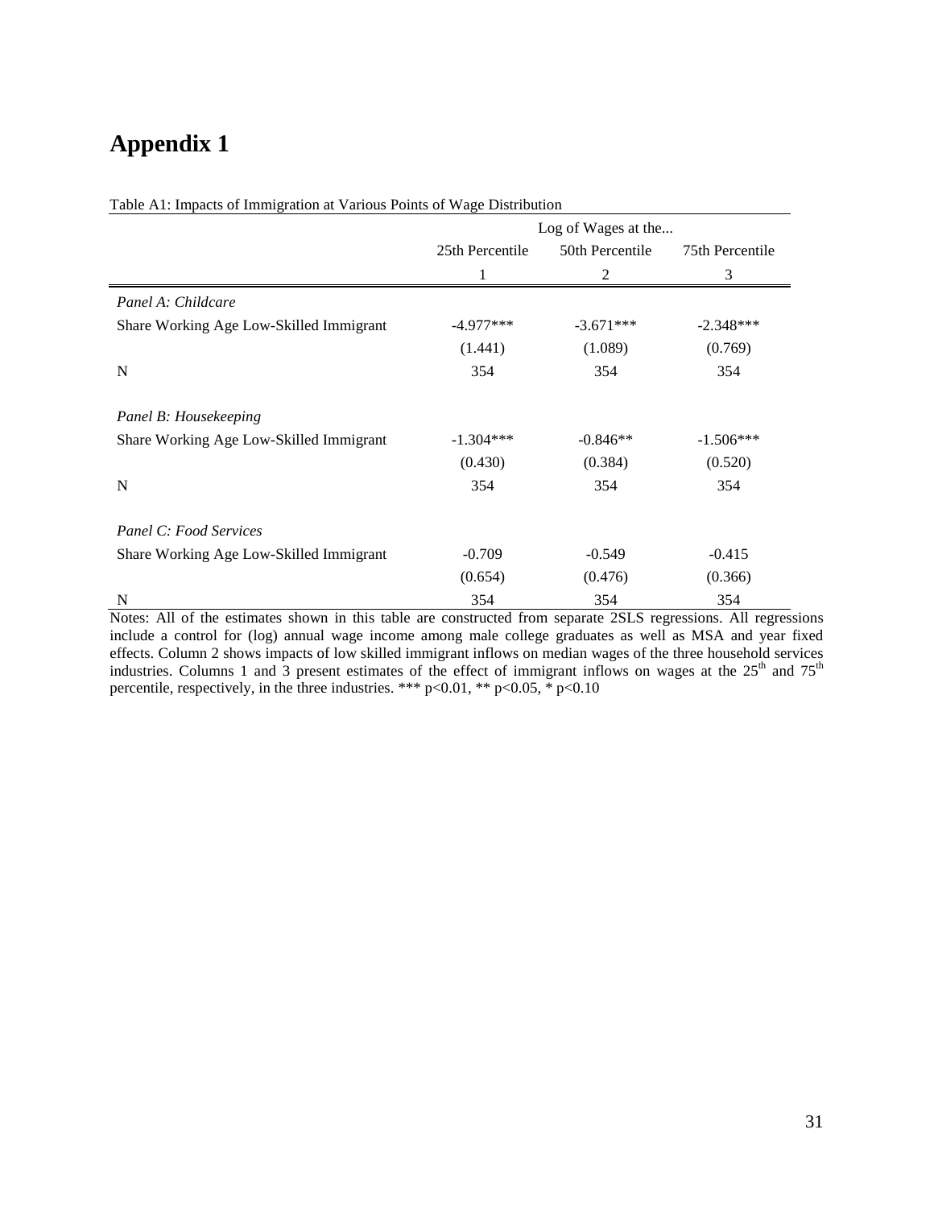# Appendix 1

Table A1: Impacts of Immigration at Various Points of Wage Distribution

| | Log of Wages at the... | | |
|---|---|---|---|
| | 25th Percentile | 50th Percentile | 75th Percentile |
| | 1 | 2 | 3 |
| *Panel A: Childcare* | | | |
| Share Working Age Low-Skilled Immigrant | -4.977*** | -3.671*** | -2.348*** |
| | (1.441) | (1.089) | (0.769) |
| N | 354 | 354 | 354 |
| *Panel B: Housekeeping* | | | |
| Share Working Age Low-Skilled Immigrant | -1.304*** | -0.846** | -1.506*** |
| | (0.430) | (0.384) | (0.520) |
| N | 354 | 354 | 354 |
| *Panel C: Food Services* | | | |
| Share Working Age Low-Skilled Immigrant | -0.709 | -0.549 | -0.415 |
| | (0.654) | (0.476) | (0.366) |
| N | 354 | 354 | 354 |

Notes: All of the estimates shown in this table are constructed from separate 2SLS regressions. All regressions include a control for (log) annual wage income among male college graduates as well as MSA and year fixed effects. Column 2 shows impacts of low skilled immigrant inflows on median wages of the three household services industries. Columns 1 and 3 present estimates of the effect of immigrant inflows on wages at the 25th and 75th percentile, respectively, in the three industries. *** p<0.01, ** p<0.05, * p<0.10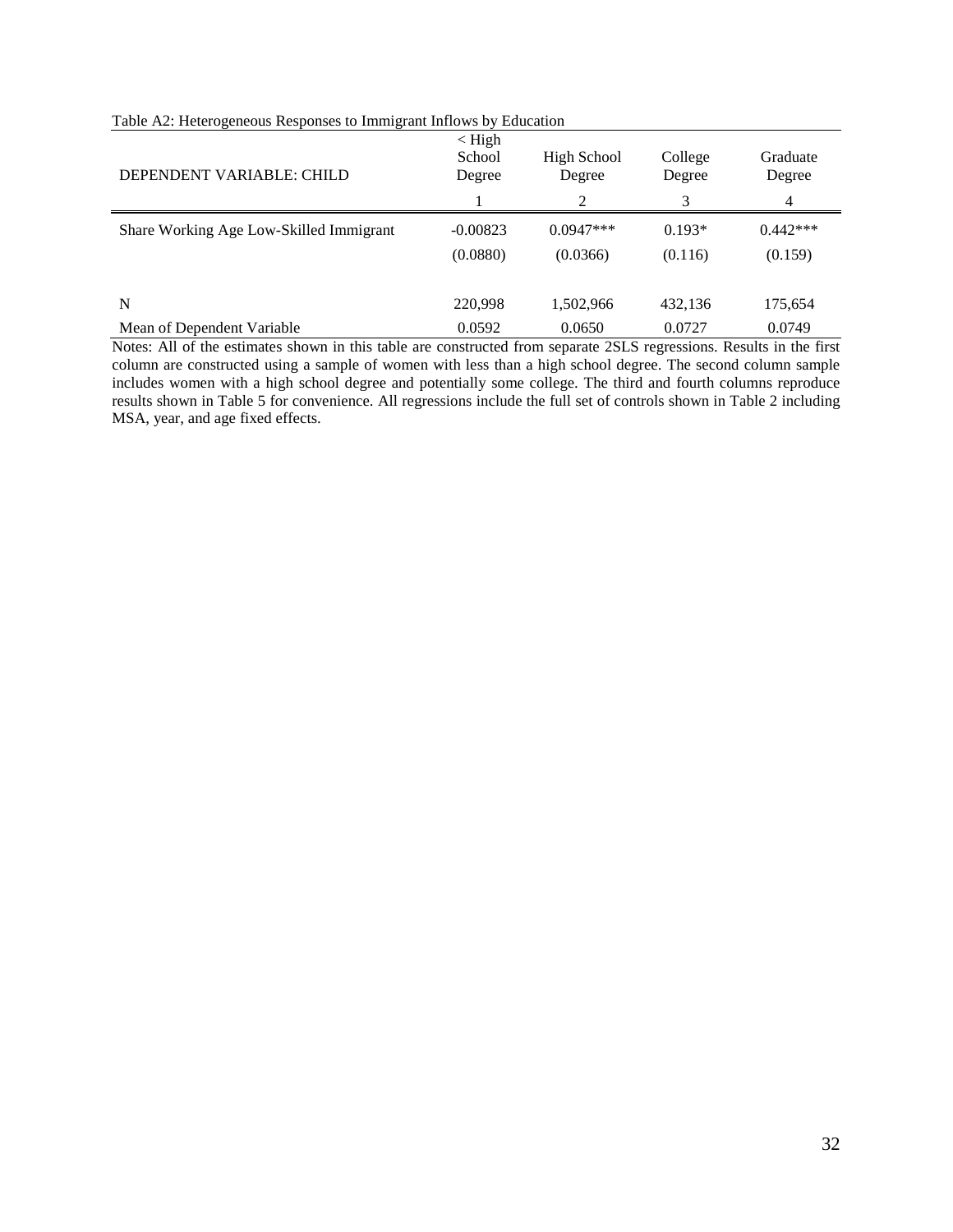Table A2: Heterogeneous Responses to Immigrant Inflows by Education

| DEPENDENT VARIABLE: CHILD | < High School Degree | High School Degree | College Degree | Graduate Degree |
|---|---|---|---|---|
| | 1 | 2 | 3 | 4 |
| Share Working Age Low-Skilled Immigrant | -0.00823 | 0.0947*** | 0.193* | 0.442*** |
| | (0.0880) | (0.0366) | (0.116) | (0.159) |
| N | 220,998 | 1,502,966 | 432,136 | 175,654 |
| Mean of Dependent Variable | 0.0592 | 0.0650 | 0.0727 | 0.0749 |

Notes: All of the estimates shown in this table are constructed from separate 2SLS regressions. Results in the first column are constructed using a sample of women with less than a high school degree. The second column sample includes women with a high school degree and potentially some college. The third and fourth columns reproduce results shown in Table 5 for convenience. All regressions include the full set of controls shown in Table 2 including MSA, year, and age fixed effects.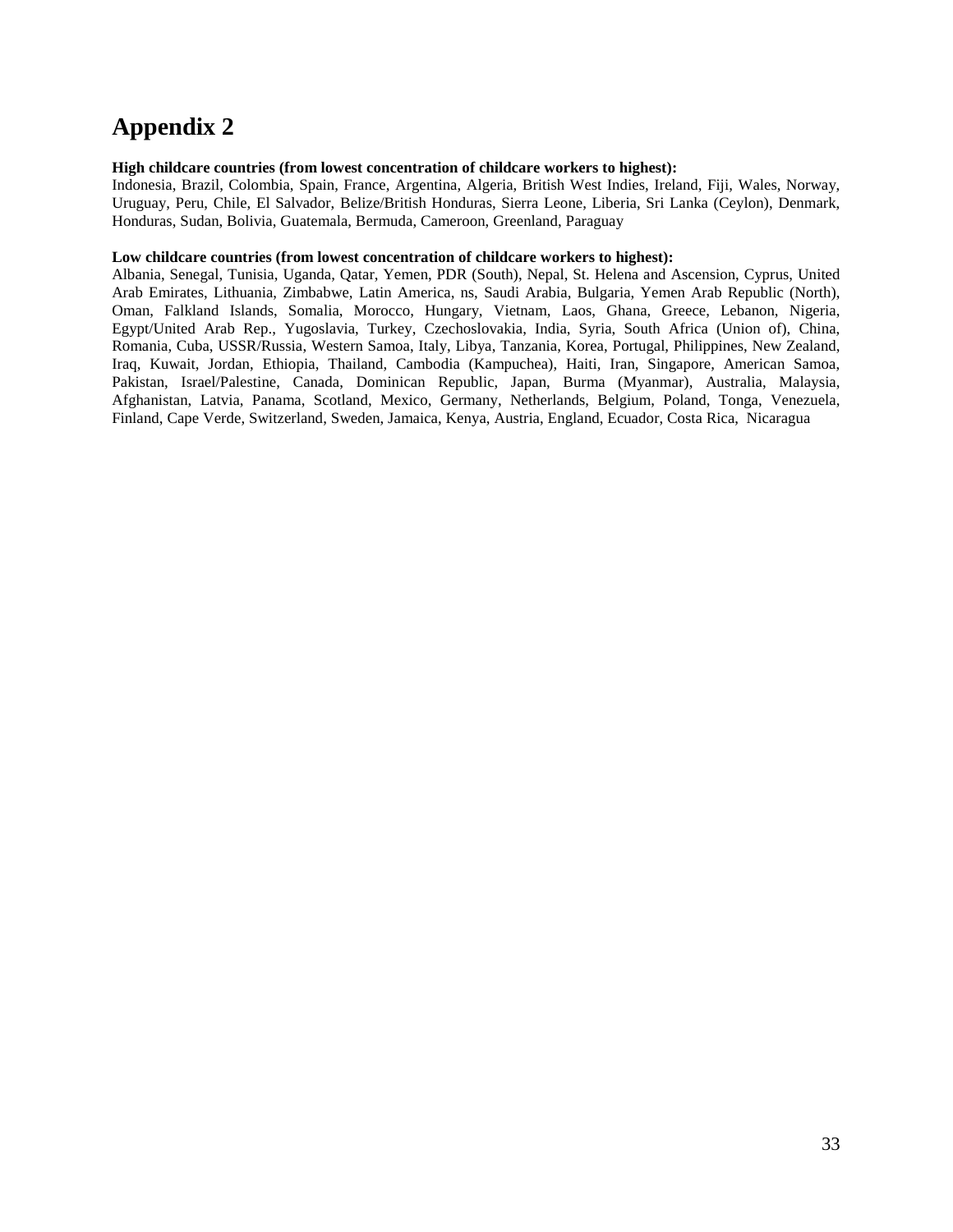# Appendix 2

**High childcare countries (from lowest concentration of childcare workers to highest):**
Indonesia, Brazil, Colombia, Spain, France, Argentina, Algeria, British West Indies, Ireland, Fiji, Wales, Norway, Uruguay, Peru, Chile, El Salvador, Belize/British Honduras, Sierra Leone, Liberia, Sri Lanka (Ceylon), Denmark, Honduras, Sudan, Bolivia, Guatemala, Bermuda, Cameroon, Greenland, Paraguay

**Low childcare countries (from lowest concentration of childcare workers to highest):**
Albania, Senegal, Tunisia, Uganda, Qatar, Yemen, PDR (South), Nepal, St. Helena and Ascension, Cyprus, United Arab Emirates, Lithuania, Zimbabwe, Latin America, ns, Saudi Arabia, Bulgaria, Yemen Arab Republic (North), Oman, Falkland Islands, Somalia, Morocco, Hungary, Vietnam, Laos, Ghana, Greece, Lebanon, Nigeria, Egypt/United Arab Rep., Yugoslavia, Turkey, Czechoslovakia, India, Syria, South Africa (Union of), China, Romania, Cuba, USSR/Russia, Western Samoa, Italy, Libya, Tanzania, Korea, Portugal, Philippines, New Zealand, Iraq, Kuwait, Jordan, Ethiopia, Thailand, Cambodia (Kampuchea), Haiti, Iran, Singapore, American Samoa, Pakistan, Israel/Palestine, Canada, Dominican Republic, Japan, Burma (Myanmar), Australia, Malaysia, Afghanistan, Latvia, Panama, Scotland, Mexico, Germany, Netherlands, Belgium, Poland, Tonga, Venezuela, Finland, Cape Verde, Switzerland, Sweden, Jamaica, Kenya, Austria, England, Ecuador, Costa Rica, Nicaragua